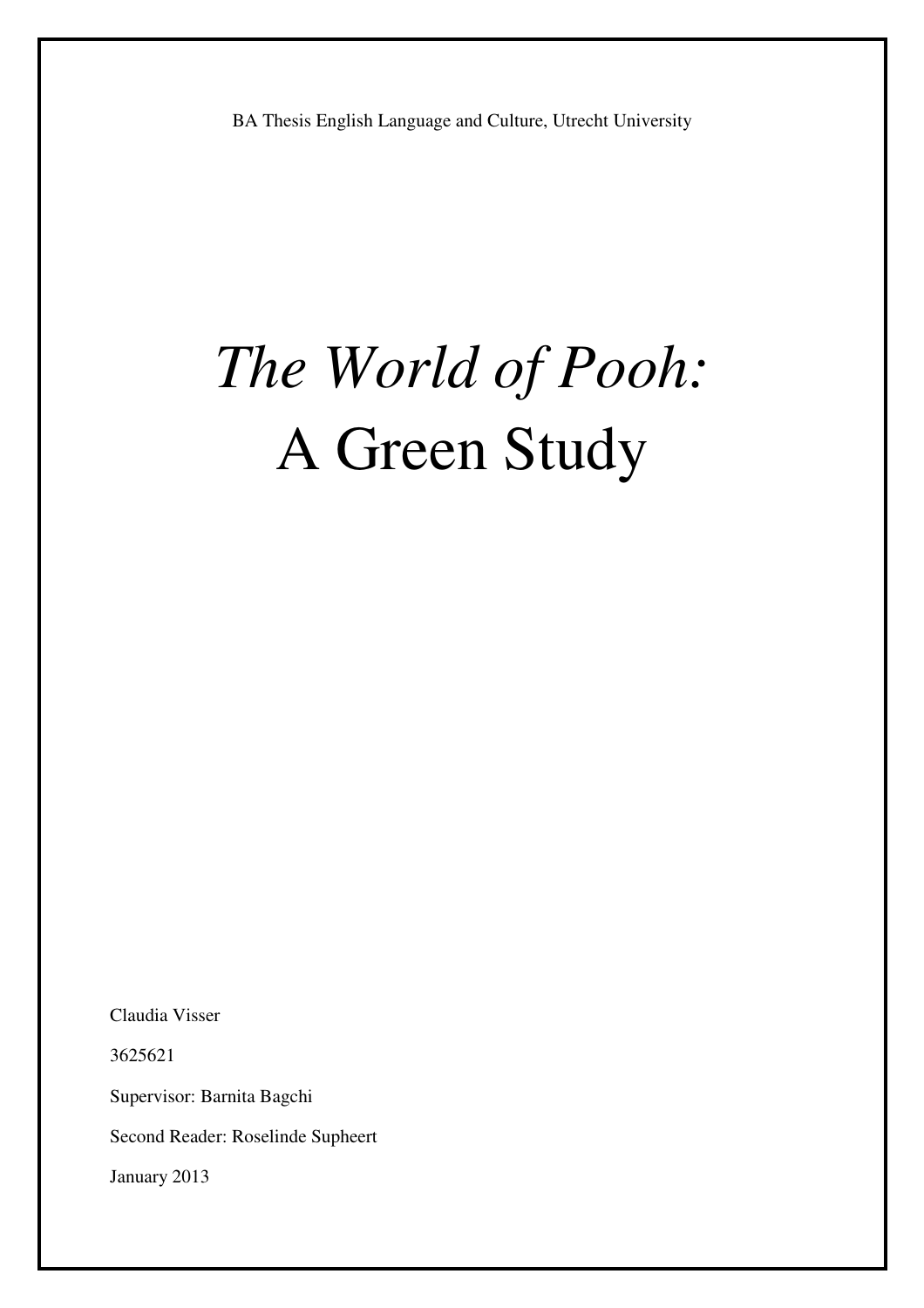BA Thesis English Language and Culture, Utrecht University

# *The World of Pooh:* A Green Study

Claudia Visser

3625621

Supervisor: Barnita Bagchi

Second Reader: Roselinde Supheert

January 2013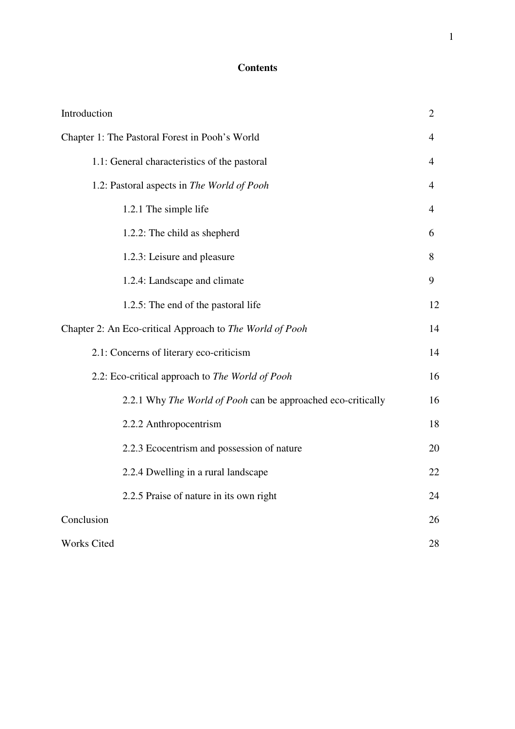# Contents

| | |
|---|---|
| Introduction | 2 |
| Chapter 1: The Pastoral Forest in Pooh's World | 4 |
| &nbsp;&nbsp;&nbsp;&nbsp;1.1: General characteristics of the pastoral | 4 |
| &nbsp;&nbsp;&nbsp;&nbsp;1.2: Pastoral aspects in *The World of Pooh* | 4 |
| &nbsp;&nbsp;&nbsp;&nbsp;&nbsp;&nbsp;&nbsp;&nbsp;1.2.1 The simple life | 4 |
| &nbsp;&nbsp;&nbsp;&nbsp;&nbsp;&nbsp;&nbsp;&nbsp;1.2.2: The child as shepherd | 6 |
| &nbsp;&nbsp;&nbsp;&nbsp;&nbsp;&nbsp;&nbsp;&nbsp;1.2.3: Leisure and pleasure | 8 |
| &nbsp;&nbsp;&nbsp;&nbsp;&nbsp;&nbsp;&nbsp;&nbsp;1.2.4: Landscape and climate | 9 |
| &nbsp;&nbsp;&nbsp;&nbsp;&nbsp;&nbsp;&nbsp;&nbsp;1.2.5: The end of the pastoral life | 12 |
| Chapter 2: An Eco-critical Approach to *The World of Pooh* | 14 |
| &nbsp;&nbsp;&nbsp;&nbsp;2.1: Concerns of literary eco-criticism | 14 |
| &nbsp;&nbsp;&nbsp;&nbsp;2.2: Eco-critical approach to *The World of Pooh* | 16 |
| &nbsp;&nbsp;&nbsp;&nbsp;&nbsp;&nbsp;&nbsp;&nbsp;2.2.1 Why *The World of Pooh* can be approached eco-critically | 16 |
| &nbsp;&nbsp;&nbsp;&nbsp;&nbsp;&nbsp;&nbsp;&nbsp;2.2.2 Anthropocentrism | 18 |
| &nbsp;&nbsp;&nbsp;&nbsp;&nbsp;&nbsp;&nbsp;&nbsp;2.2.3 Ecocentrism and possession of nature | 20 |
| &nbsp;&nbsp;&nbsp;&nbsp;&nbsp;&nbsp;&nbsp;&nbsp;2.2.4 Dwelling in a rural landscape | 22 |
| &nbsp;&nbsp;&nbsp;&nbsp;&nbsp;&nbsp;&nbsp;&nbsp;2.2.5 Praise of nature in its own right | 24 |
| Conclusion | 26 |
| Works Cited | 28 |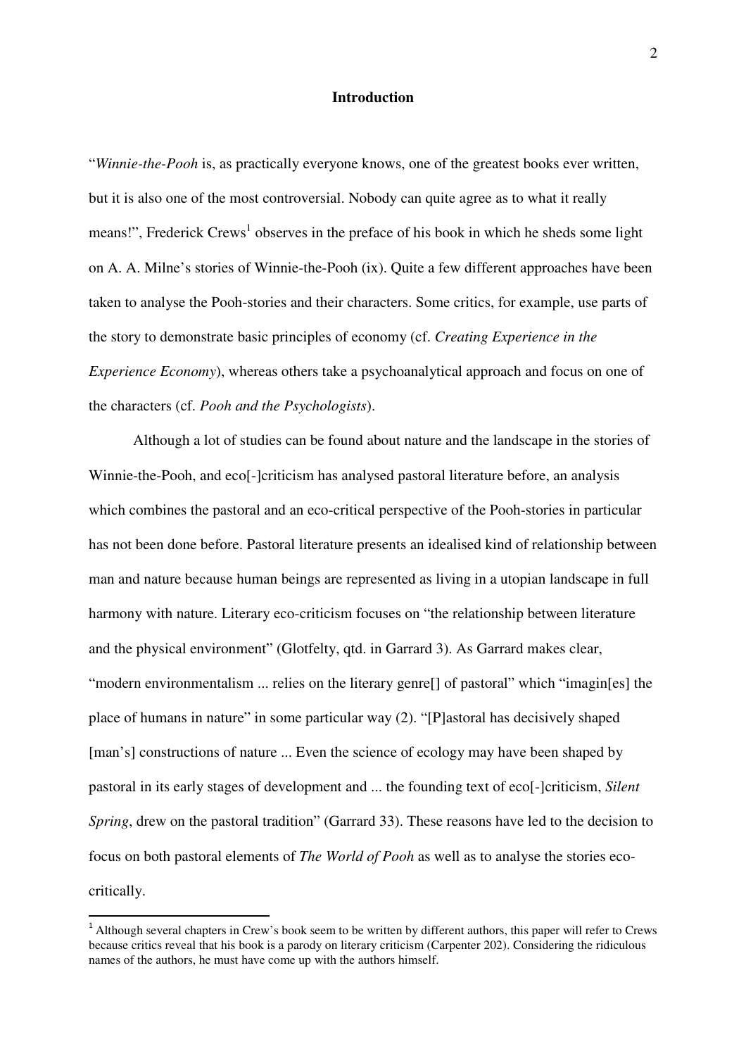## Introduction

"*Winnie-the-Pooh* is, as practically everyone knows, one of the greatest books ever written, but it is also one of the most controversial. Nobody can quite agree as to what it really means!", Frederick Crews[1] observes in the preface of his book in which he sheds some light on A. A. Milne's stories of Winnie-the-Pooh (ix). Quite a few different approaches have been taken to analyse the Pooh-stories and their characters. Some critics, for example, use parts of the story to demonstrate basic principles of economy (cf. *Creating Experience in the Experience Economy*), whereas others take a psychoanalytical approach and focus on one of the characters (cf. *Pooh and the Psychologists*).

Although a lot of studies can be found about nature and the landscape in the stories of Winnie-the-Pooh, and eco[-]criticism has analysed pastoral literature before, an analysis which combines the pastoral and an eco-critical perspective of the Pooh-stories in particular has not been done before. Pastoral literature presents an idealised kind of relationship between man and nature because human beings are represented as living in a utopian landscape in full harmony with nature. Literary eco-criticism focuses on "the relationship between literature and the physical environment" (Glotfelty, qtd. in Garrard 3). As Garrard makes clear, "modern environmentalism ... relies on the literary genre[] of pastoral" which "imagin[es] the place of humans in nature" in some particular way (2). "[P]astoral has decisively shaped [man's] constructions of nature ... Even the science of ecology may have been shaped by pastoral in its early stages of development and ... the founding text of eco[-]criticism, *Silent Spring*, drew on the pastoral tradition" (Garrard 33). These reasons have led to the decision to focus on both pastoral elements of *The World of Pooh* as well as to analyse the stories eco-critically.

[1] Although several chapters in Crew's book seem to be written by different authors, this paper will refer to Crews because critics reveal that his book is a parody on literary criticism (Carpenter 202). Considering the ridiculous names of the authors, he must have come up with the authors himself.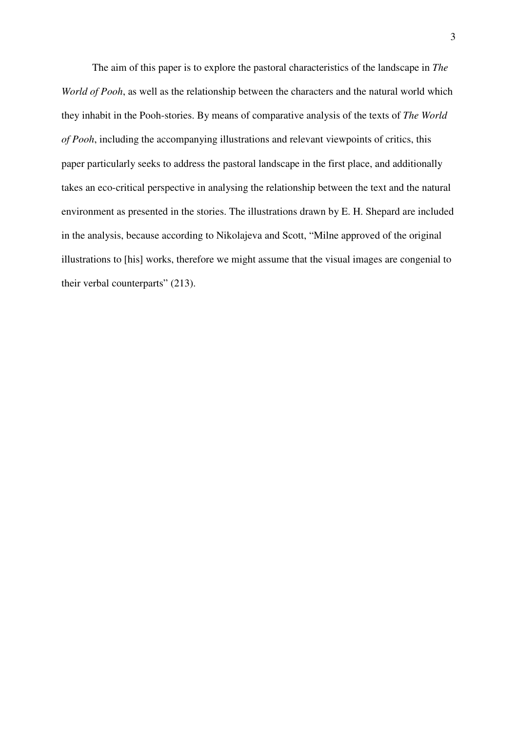The aim of this paper is to explore the pastoral characteristics of the landscape in *The World of Pooh*, as well as the relationship between the characters and the natural world which they inhabit in the Pooh-stories. By means of comparative analysis of the texts of *The World of Pooh*, including the accompanying illustrations and relevant viewpoints of critics, this paper particularly seeks to address the pastoral landscape in the first place, and additionally takes an eco-critical perspective in analysing the relationship between the text and the natural environment as presented in the stories. The illustrations drawn by E. H. Shepard are included in the analysis, because according to Nikolajeva and Scott, "Milne approved of the original illustrations to [his] works, therefore we might assume that the visual images are congenial to their verbal counterparts" (213).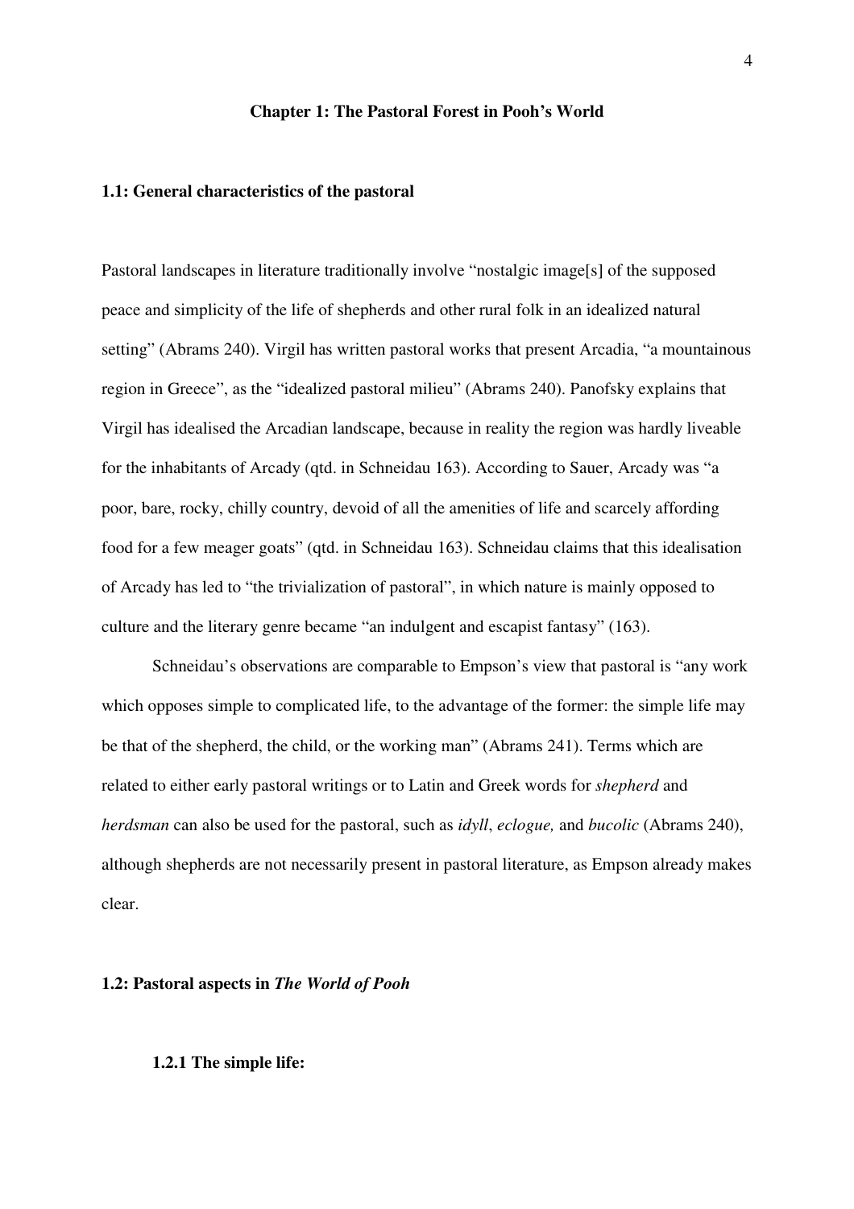# Chapter 1: The Pastoral Forest in Pooh's World

## 1.1: General characteristics of the pastoral

Pastoral landscapes in literature traditionally involve "nostalgic image[s] of the supposed peace and simplicity of the life of shepherds and other rural folk in an idealized natural setting" (Abrams 240). Virgil has written pastoral works that present Arcadia, "a mountainous region in Greece", as the "idealized pastoral milieu" (Abrams 240). Panofsky explains that Virgil has idealised the Arcadian landscape, because in reality the region was hardly liveable for the inhabitants of Arcady (qtd. in Schneidau 163). According to Sauer, Arcady was "a poor, bare, rocky, chilly country, devoid of all the amenities of life and scarcely affording food for a few meager goats" (qtd. in Schneidau 163). Schneidau claims that this idealisation of Arcady has led to "the trivialization of pastoral", in which nature is mainly opposed to culture and the literary genre became "an indulgent and escapist fantasy" (163).

Schneidau's observations are comparable to Empson's view that pastoral is "any work which opposes simple to complicated life, to the advantage of the former: the simple life may be that of the shepherd, the child, or the working man" (Abrams 241). Terms which are related to either early pastoral writings or to Latin and Greek words for *shepherd* and *herdsman* can also be used for the pastoral, such as *idyll*, *eclogue,* and *bucolic* (Abrams 240), although shepherds are not necessarily present in pastoral literature, as Empson already makes clear.

## 1.2: Pastoral aspects in *The World of Pooh*

### 1.2.1 The simple life: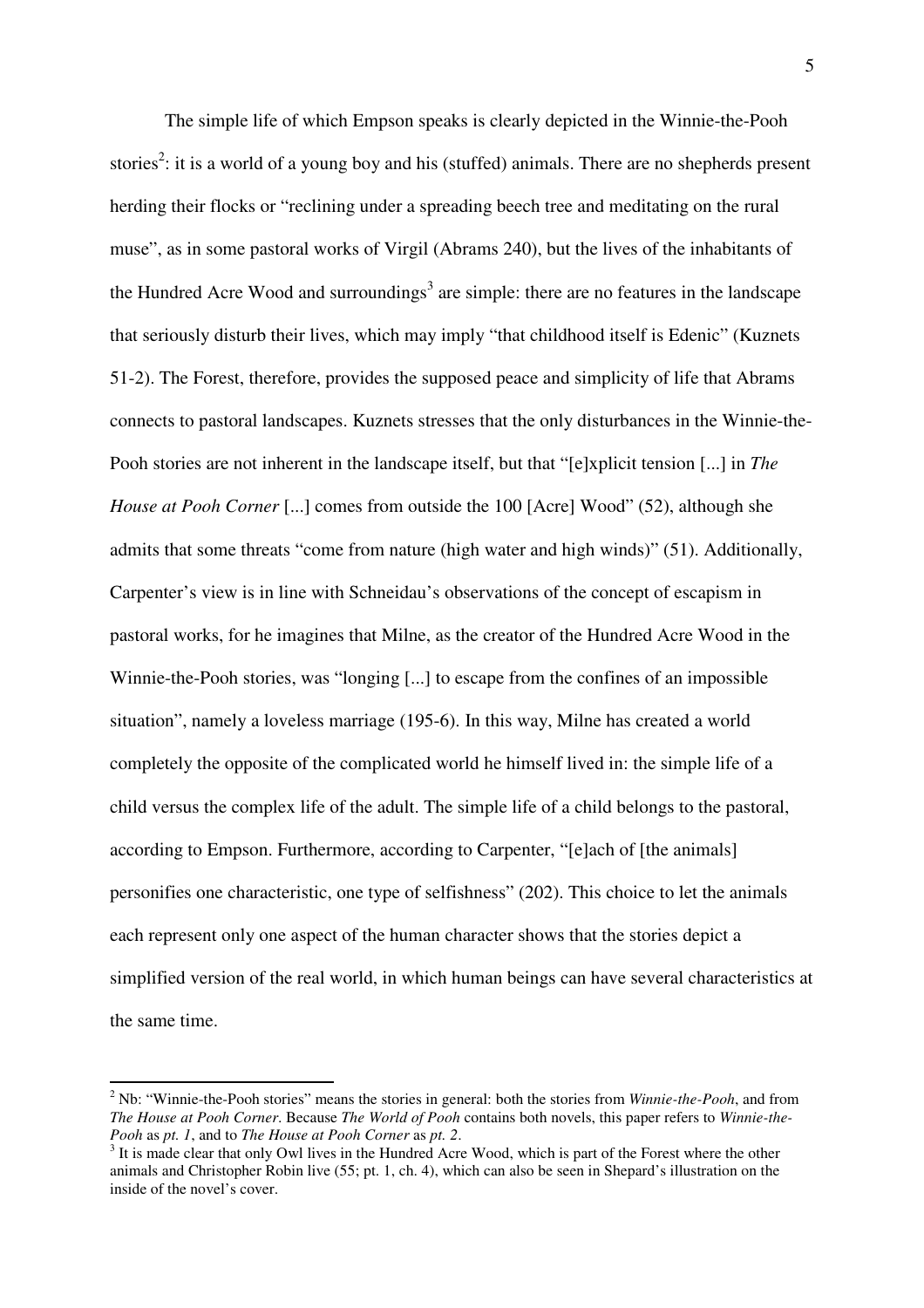The simple life of which Empson speaks is clearly depicted in the Winnie-the-Pooh stories[2]: it is a world of a young boy and his (stuffed) animals. There are no shepherds present herding their flocks or "reclining under a spreading beech tree and meditating on the rural muse", as in some pastoral works of Virgil (Abrams 240), but the lives of the inhabitants of the Hundred Acre Wood and surroundings[3] are simple: there are no features in the landscape that seriously disturb their lives, which may imply "that childhood itself is Edenic" (Kuznets 51-2). The Forest, therefore, provides the supposed peace and simplicity of life that Abrams connects to pastoral landscapes. Kuznets stresses that the only disturbances in the Winnie-the-Pooh stories are not inherent in the landscape itself, but that "[e]xplicit tension [...] in *The House at Pooh Corner* [...] comes from outside the 100 [Acre] Wood" (52), although she admits that some threats "come from nature (high water and high winds)" (51). Additionally, Carpenter's view is in line with Schneidau's observations of the concept of escapism in pastoral works, for he imagines that Milne, as the creator of the Hundred Acre Wood in the Winnie-the-Pooh stories, was "longing [...] to escape from the confines of an impossible situation", namely a loveless marriage (195-6). In this way, Milne has created a world completely the opposite of the complicated world he himself lived in: the simple life of a child versus the complex life of the adult. The simple life of a child belongs to the pastoral, according to Empson. Furthermore, according to Carpenter, "[e]ach of [the animals] personifies one characteristic, one type of selfishness" (202). This choice to let the animals each represent only one aspect of the human character shows that the stories depict a simplified version of the real world, in which human beings can have several characteristics at the same time.

---

[2] Nb: "Winnie-the-Pooh stories" means the stories in general: both the stories from *Winnie-the-Pooh*, and from *The House at Pooh Corner*. Because *The World of Pooh* contains both novels, this paper refers to *Winnie-the-Pooh* as *pt. 1*, and to *The House at Pooh Corner* as *pt. 2*.

[3] It is made clear that only Owl lives in the Hundred Acre Wood, which is part of the Forest where the other animals and Christopher Robin live (55; pt. 1, ch. 4), which can also be seen in Shepard's illustration on the inside of the novel's cover.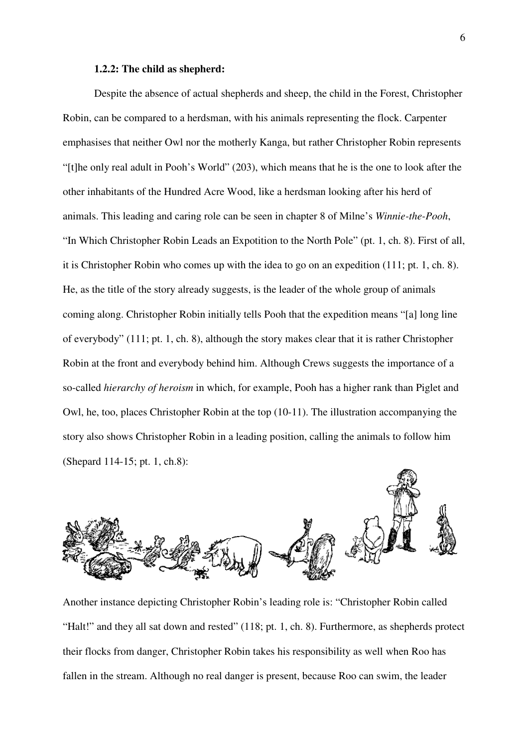**1.2.2: The child as shepherd:**

Despite the absence of actual shepherds and sheep, the child in the Forest, Christopher Robin, can be compared to a herdsman, with his animals representing the flock. Carpenter emphasises that neither Owl nor the motherly Kanga, but rather Christopher Robin represents "[t]he only real adult in Pooh's World" (203), which means that he is the one to look after the other inhabitants of the Hundred Acre Wood, like a herdsman looking after his herd of animals. This leading and caring role can be seen in chapter 8 of Milne's *Winnie-the-Pooh*, "In Which Christopher Robin Leads an Expotition to the North Pole" (pt. 1, ch. 8). First of all, it is Christopher Robin who comes up with the idea to go on an expedition (111; pt. 1, ch. 8). He, as the title of the story already suggests, is the leader of the whole group of animals coming along. Christopher Robin initially tells Pooh that the expedition means "[a] long line of everybody" (111; pt. 1, ch. 8), although the story makes clear that it is rather Christopher Robin at the front and everybody behind him. Although Crews suggests the importance of a so-called *hierarchy of heroism* in which, for example, Pooh has a higher rank than Piglet and Owl, he, too, places Christopher Robin at the top (10-11). The illustration accompanying the story also shows Christopher Robin in a leading position, calling the animals to follow him (Shepard 114-15; pt. 1, ch.8):

Another instance depicting Christopher Robin's leading role is: "Christopher Robin called "Halt!" and they all sat down and rested" (118; pt. 1, ch. 8). Furthermore, as shepherds protect their flocks from danger, Christopher Robin takes his responsibility as well when Roo has fallen in the stream. Although no real danger is present, because Roo can swim, the leader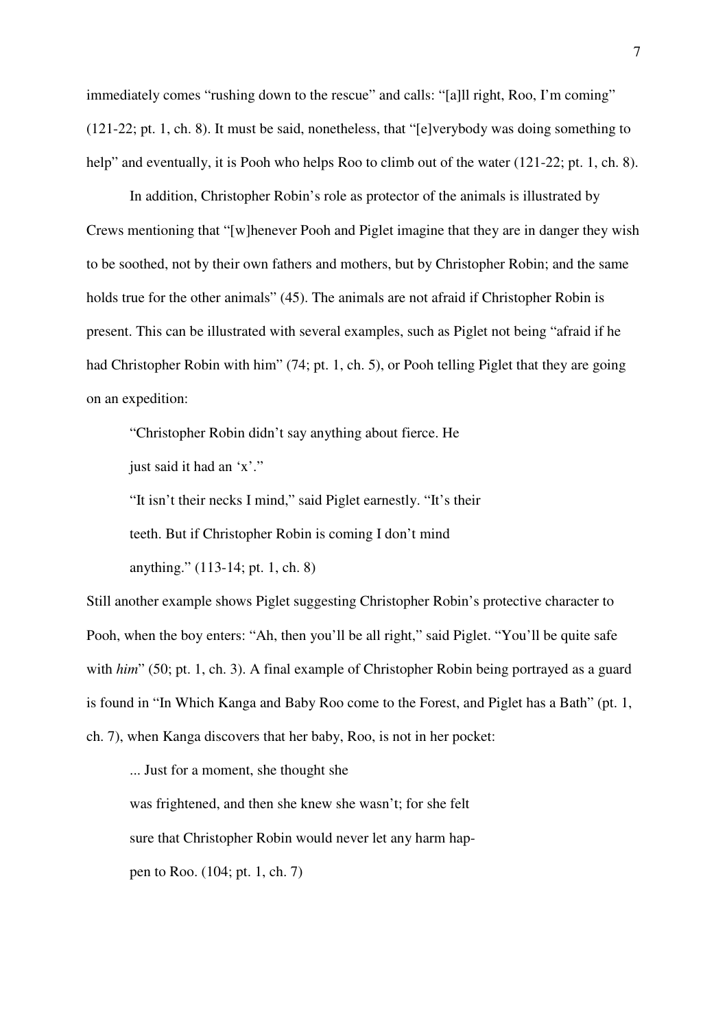immediately comes "rushing down to the rescue" and calls: "[a]ll right, Roo, I'm coming" (121-22; pt. 1, ch. 8). It must be said, nonetheless, that "[e]verybody was doing something to help" and eventually, it is Pooh who helps Roo to climb out of the water (121-22; pt. 1, ch. 8).

In addition, Christopher Robin's role as protector of the animals is illustrated by Crews mentioning that "[w]henever Pooh and Piglet imagine that they are in danger they wish to be soothed, not by their own fathers and mothers, but by Christopher Robin; and the same holds true for the other animals" (45). The animals are not afraid if Christopher Robin is present. This can be illustrated with several examples, such as Piglet not being "afraid if he had Christopher Robin with him" (74; pt. 1, ch. 5), or Pooh telling Piglet that they are going on an expedition:

> "Christopher Robin didn't say anything about fierce. He
> just said it had an 'x'."
> "It isn't their necks I mind," said Piglet earnestly. "It's their
> teeth. But if Christopher Robin is coming I don't mind
> anything." (113-14; pt. 1, ch. 8)

Still another example shows Piglet suggesting Christopher Robin's protective character to Pooh, when the boy enters: "Ah, then you'll be all right," said Piglet. "You'll be quite safe with *him*" (50; pt. 1, ch. 3). A final example of Christopher Robin being portrayed as a guard is found in "In Which Kanga and Baby Roo come to the Forest, and Piglet has a Bath" (pt. 1, ch. 7), when Kanga discovers that her baby, Roo, is not in her pocket:

> ... Just for a moment, she thought she
> was frightened, and then she knew she wasn't; for she felt
> sure that Christopher Robin would never let any harm hap-
> pen to Roo. (104; pt. 1, ch. 7)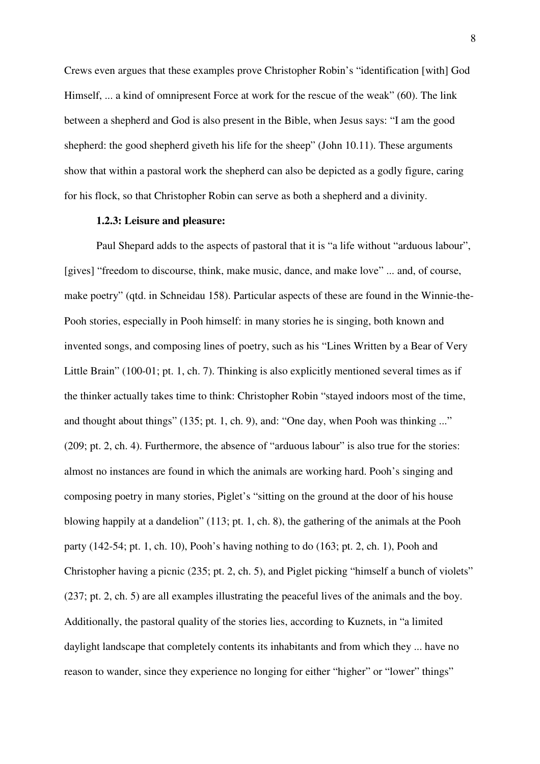Crews even argues that these examples prove Christopher Robin's "identification [with] God Himself, ... a kind of omnipresent Force at work for the rescue of the weak" (60). The link between a shepherd and God is also present in the Bible, when Jesus says: "I am the good shepherd: the good shepherd giveth his life for the sheep" (John 10.11). These arguments show that within a pastoral work the shepherd can also be depicted as a godly figure, caring for his flock, so that Christopher Robin can serve as both a shepherd and a divinity.

### 1.2.3: Leisure and pleasure:

Paul Shepard adds to the aspects of pastoral that it is "a life without "arduous labour", [gives] "freedom to discourse, think, make music, dance, and make love" ... and, of course, make poetry" (qtd. in Schneidau 158). Particular aspects of these are found in the Winnie-the-Pooh stories, especially in Pooh himself: in many stories he is singing, both known and invented songs, and composing lines of poetry, such as his "Lines Written by a Bear of Very Little Brain" (100-01; pt. 1, ch. 7). Thinking is also explicitly mentioned several times as if the thinker actually takes time to think: Christopher Robin "stayed indoors most of the time, and thought about things" (135; pt. 1, ch. 9), and: "One day, when Pooh was thinking ..." (209; pt. 2, ch. 4). Furthermore, the absence of "arduous labour" is also true for the stories: almost no instances are found in which the animals are working hard. Pooh's singing and composing poetry in many stories, Piglet's "sitting on the ground at the door of his house blowing happily at a dandelion" (113; pt. 1, ch. 8), the gathering of the animals at the Pooh party (142-54; pt. 1, ch. 10), Pooh's having nothing to do (163; pt. 2, ch. 1), Pooh and Christopher having a picnic (235; pt. 2, ch. 5), and Piglet picking "himself a bunch of violets" (237; pt. 2, ch. 5) are all examples illustrating the peaceful lives of the animals and the boy. Additionally, the pastoral quality of the stories lies, according to Kuznets, in "a limited daylight landscape that completely contents its inhabitants and from which they ... have no reason to wander, since they experience no longing for either "higher" or "lower" things"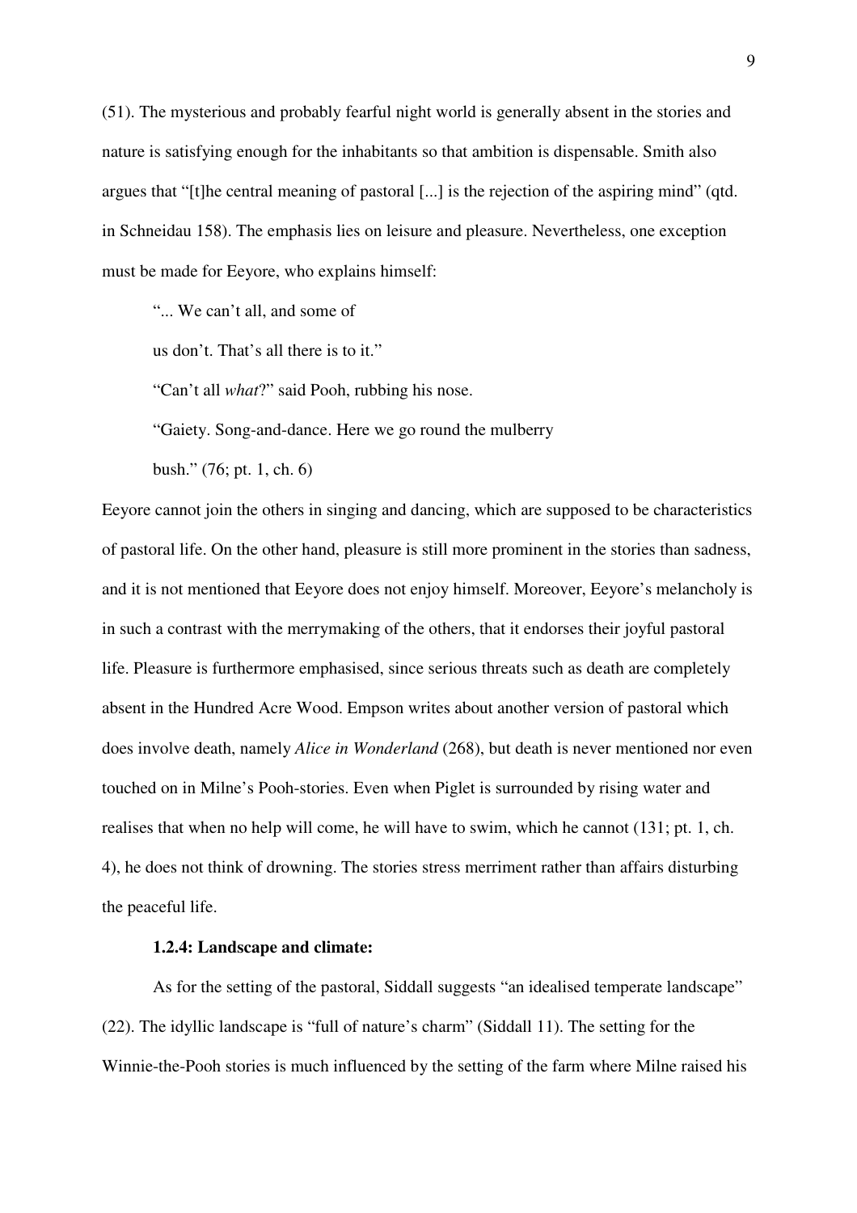(51). The mysterious and probably fearful night world is generally absent in the stories and nature is satisfying enough for the inhabitants so that ambition is dispensable. Smith also argues that "[t]he central meaning of pastoral [...] is the rejection of the aspiring mind" (qtd. in Schneidau 158). The emphasis lies on leisure and pleasure. Nevertheless, one exception must be made for Eeyore, who explains himself:

> "... We can't all, and some of
>
> us don't. That's all there is to it."
>
> "Can't all *what*?" said Pooh, rubbing his nose.
>
> "Gaiety. Song-and-dance. Here we go round the mulberry
>
> bush." (76; pt. 1, ch. 6)

Eeyore cannot join the others in singing and dancing, which are supposed to be characteristics of pastoral life. On the other hand, pleasure is still more prominent in the stories than sadness, and it is not mentioned that Eeyore does not enjoy himself. Moreover, Eeyore's melancholy is in such a contrast with the merrymaking of the others, that it endorses their joyful pastoral life. Pleasure is furthermore emphasised, since serious threats such as death are completely absent in the Hundred Acre Wood. Empson writes about another version of pastoral which does involve death, namely *Alice in Wonderland* (268), but death is never mentioned nor even touched on in Milne's Pooh-stories. Even when Piglet is surrounded by rising water and realises that when no help will come, he will have to swim, which he cannot (131; pt. 1, ch. 4), he does not think of drowning. The stories stress merriment rather than affairs disturbing the peaceful life.

#### 1.2.4: Landscape and climate:

As for the setting of the pastoral, Siddall suggests "an idealised temperate landscape" (22). The idyllic landscape is "full of nature's charm" (Siddall 11). The setting for the Winnie-the-Pooh stories is much influenced by the setting of the farm where Milne raised his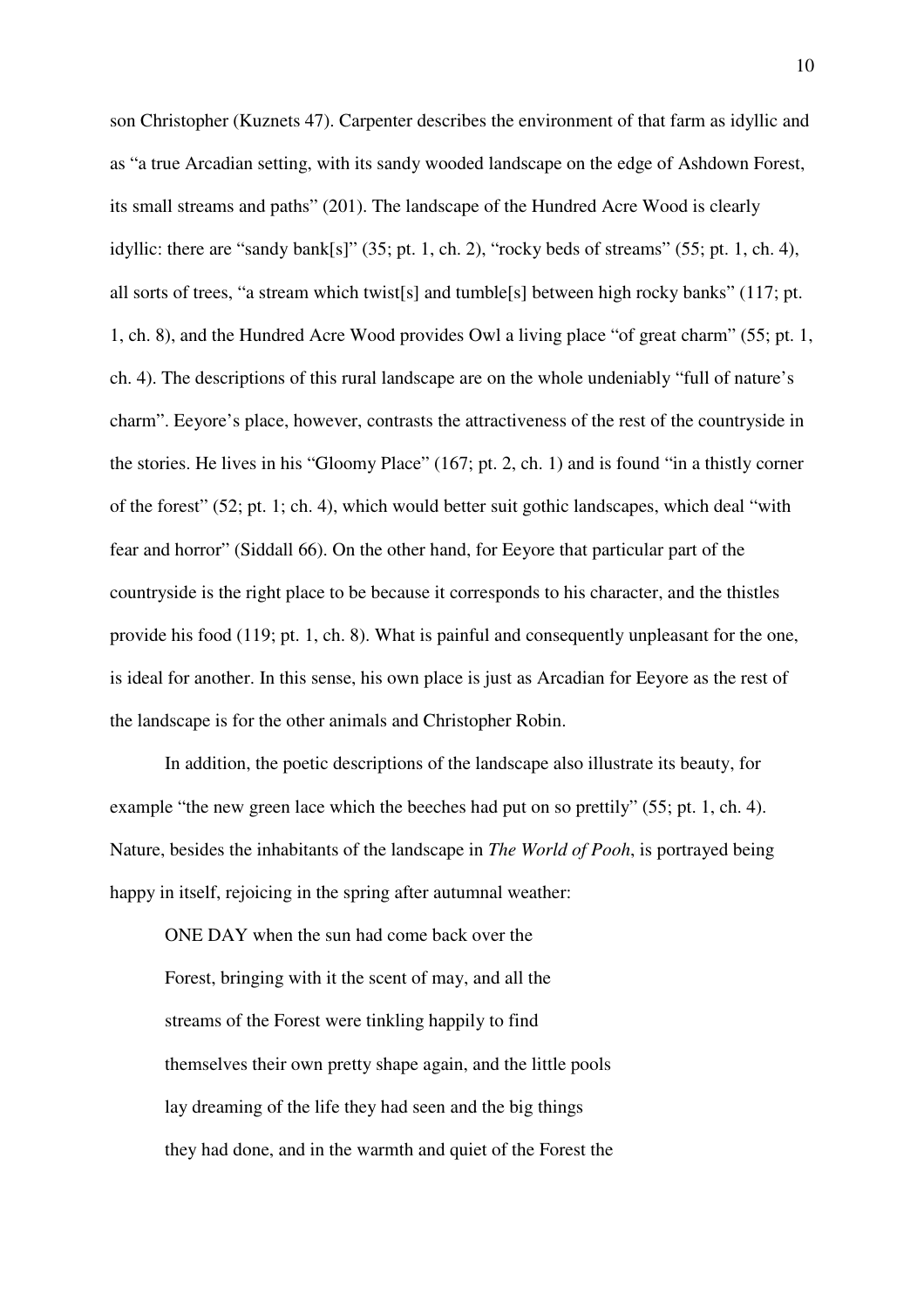son Christopher (Kuznets 47). Carpenter describes the environment of that farm as idyllic and as "a true Arcadian setting, with its sandy wooded landscape on the edge of Ashdown Forest, its small streams and paths" (201). The landscape of the Hundred Acre Wood is clearly idyllic: there are "sandy bank[s]" (35; pt. 1, ch. 2), "rocky beds of streams" (55; pt. 1, ch. 4), all sorts of trees, "a stream which twist[s] and tumble[s] between high rocky banks" (117; pt. 1, ch. 8), and the Hundred Acre Wood provides Owl a living place "of great charm" (55; pt. 1, ch. 4). The descriptions of this rural landscape are on the whole undeniably "full of nature's charm". Eeyore's place, however, contrasts the attractiveness of the rest of the countryside in the stories. He lives in his "Gloomy Place" (167; pt. 2, ch. 1) and is found "in a thistly corner of the forest" (52; pt. 1; ch. 4), which would better suit gothic landscapes, which deal "with fear and horror" (Siddall 66). On the other hand, for Eeyore that particular part of the countryside is the right place to be because it corresponds to his character, and the thistles provide his food (119; pt. 1, ch. 8). What is painful and consequently unpleasant for the one, is ideal for another. In this sense, his own place is just as Arcadian for Eeyore as the rest of the landscape is for the other animals and Christopher Robin.

In addition, the poetic descriptions of the landscape also illustrate its beauty, for example "the new green lace which the beeches had put on so prettily" (55; pt. 1, ch. 4). Nature, besides the inhabitants of the landscape in *The World of Pooh*, is portrayed being happy in itself, rejoicing in the spring after autumnal weather:

> ONE DAY when the sun had come back over the
> Forest, bringing with it the scent of may, and all the
> streams of the Forest were tinkling happily to find
> themselves their own pretty shape again, and the little pools
> lay dreaming of the life they had seen and the big things
> they had done, and in the warmth and quiet of the Forest the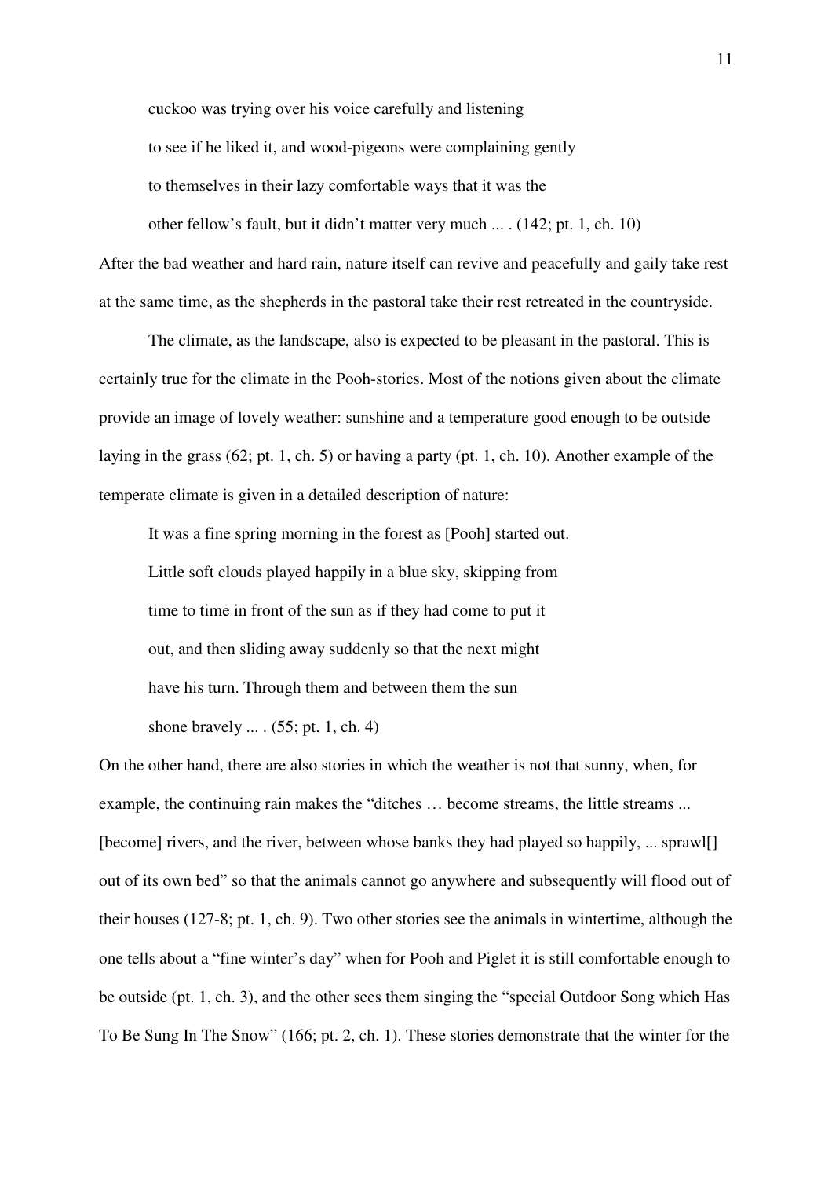> cuckoo was trying over his voice carefully and listening
> to see if he liked it, and wood-pigeons were complaining gently
> to themselves in their lazy comfortable ways that it was the
> other fellow's fault, but it didn't matter very much ... . (142; pt. 1, ch. 10)

After the bad weather and hard rain, nature itself can revive and peacefully and gaily take rest at the same time, as the shepherds in the pastoral take their rest retreated in the countryside.

The climate, as the landscape, also is expected to be pleasant in the pastoral. This is certainly true for the climate in the Pooh-stories. Most of the notions given about the climate provide an image of lovely weather: sunshine and a temperature good enough to be outside laying in the grass (62; pt. 1, ch. 5) or having a party (pt. 1, ch. 10). Another example of the temperate climate is given in a detailed description of nature:

> It was a fine spring morning in the forest as [Pooh] started out.
> Little soft clouds played happily in a blue sky, skipping from
> time to time in front of the sun as if they had come to put it
> out, and then sliding away suddenly so that the next might
> have his turn. Through them and between them the sun
> shone bravely ... . (55; pt. 1, ch. 4)

On the other hand, there are also stories in which the weather is not that sunny, when, for example, the continuing rain makes the "ditches … become streams, the little streams ... [become] rivers, and the river, between whose banks they had played so happily, ... sprawl[] out of its own bed" so that the animals cannot go anywhere and subsequently will flood out of their houses (127-8; pt. 1, ch. 9). Two other stories see the animals in wintertime, although the one tells about a "fine winter's day" when for Pooh and Piglet it is still comfortable enough to be outside (pt. 1, ch. 3), and the other sees them singing the "special Outdoor Song which Has To Be Sung In The Snow" (166; pt. 2, ch. 1). These stories demonstrate that the winter for the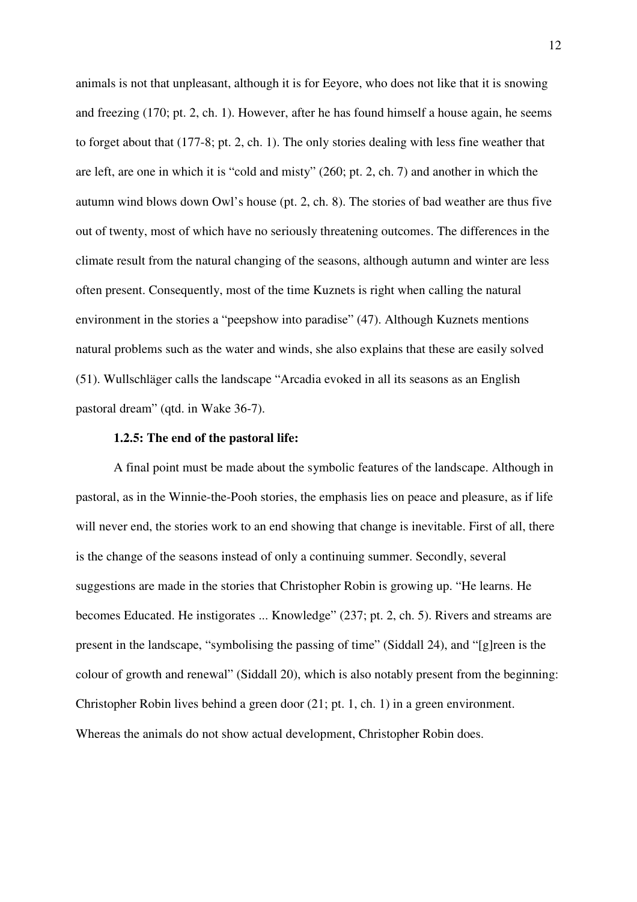animals is not that unpleasant, although it is for Eeyore, who does not like that it is snowing and freezing (170; pt. 2, ch. 1). However, after he has found himself a house again, he seems to forget about that (177-8; pt. 2, ch. 1). The only stories dealing with less fine weather that are left, are one in which it is "cold and misty" (260; pt. 2, ch. 7) and another in which the autumn wind blows down Owl's house (pt. 2, ch. 8). The stories of bad weather are thus five out of twenty, most of which have no seriously threatening outcomes. The differences in the climate result from the natural changing of the seasons, although autumn and winter are less often present. Consequently, most of the time Kuznets is right when calling the natural environment in the stories a "peepshow into paradise" (47). Although Kuznets mentions natural problems such as the water and winds, she also explains that these are easily solved (51). Wullschläger calls the landscape "Arcadia evoked in all its seasons as an English pastoral dream" (qtd. in Wake 36-7).

#### 1.2.5: The end of the pastoral life:

A final point must be made about the symbolic features of the landscape. Although in pastoral, as in the Winnie-the-Pooh stories, the emphasis lies on peace and pleasure, as if life will never end, the stories work to an end showing that change is inevitable. First of all, there is the change of the seasons instead of only a continuing summer. Secondly, several suggestions are made in the stories that Christopher Robin is growing up. "He learns. He becomes Educated. He instigorates ... Knowledge" (237; pt. 2, ch. 5). Rivers and streams are present in the landscape, "symbolising the passing of time" (Siddall 24), and "[g]reen is the colour of growth and renewal" (Siddall 20), which is also notably present from the beginning: Christopher Robin lives behind a green door (21; pt. 1, ch. 1) in a green environment. Whereas the animals do not show actual development, Christopher Robin does.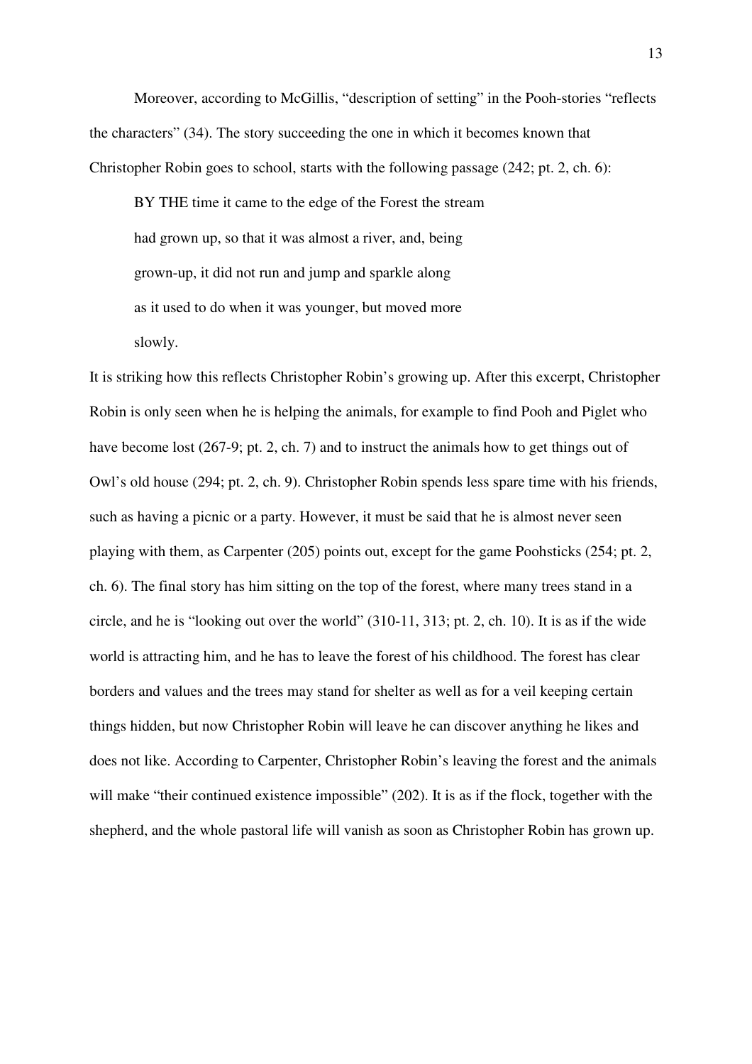Moreover, according to McGillis, "description of setting" in the Pooh-stories "reflects the characters" (34). The story succeeding the one in which it becomes known that Christopher Robin goes to school, starts with the following passage (242; pt. 2, ch. 6):

> BY THE time it came to the edge of the Forest the stream
> had grown up, so that it was almost a river, and, being
> grown-up, it did not run and jump and sparkle along
> as it used to do when it was younger, but moved more
> slowly.

It is striking how this reflects Christopher Robin's growing up. After this excerpt, Christopher Robin is only seen when he is helping the animals, for example to find Pooh and Piglet who have become lost (267-9; pt. 2, ch. 7) and to instruct the animals how to get things out of Owl's old house (294; pt. 2, ch. 9). Christopher Robin spends less spare time with his friends, such as having a picnic or a party. However, it must be said that he is almost never seen playing with them, as Carpenter (205) points out, except for the game Poohsticks (254; pt. 2, ch. 6). The final story has him sitting on the top of the forest, where many trees stand in a circle, and he is "looking out over the world" (310-11, 313; pt. 2, ch. 10). It is as if the wide world is attracting him, and he has to leave the forest of his childhood. The forest has clear borders and values and the trees may stand for shelter as well as for a veil keeping certain things hidden, but now Christopher Robin will leave he can discover anything he likes and does not like. According to Carpenter, Christopher Robin's leaving the forest and the animals will make "their continued existence impossible" (202). It is as if the flock, together with the shepherd, and the whole pastoral life will vanish as soon as Christopher Robin has grown up.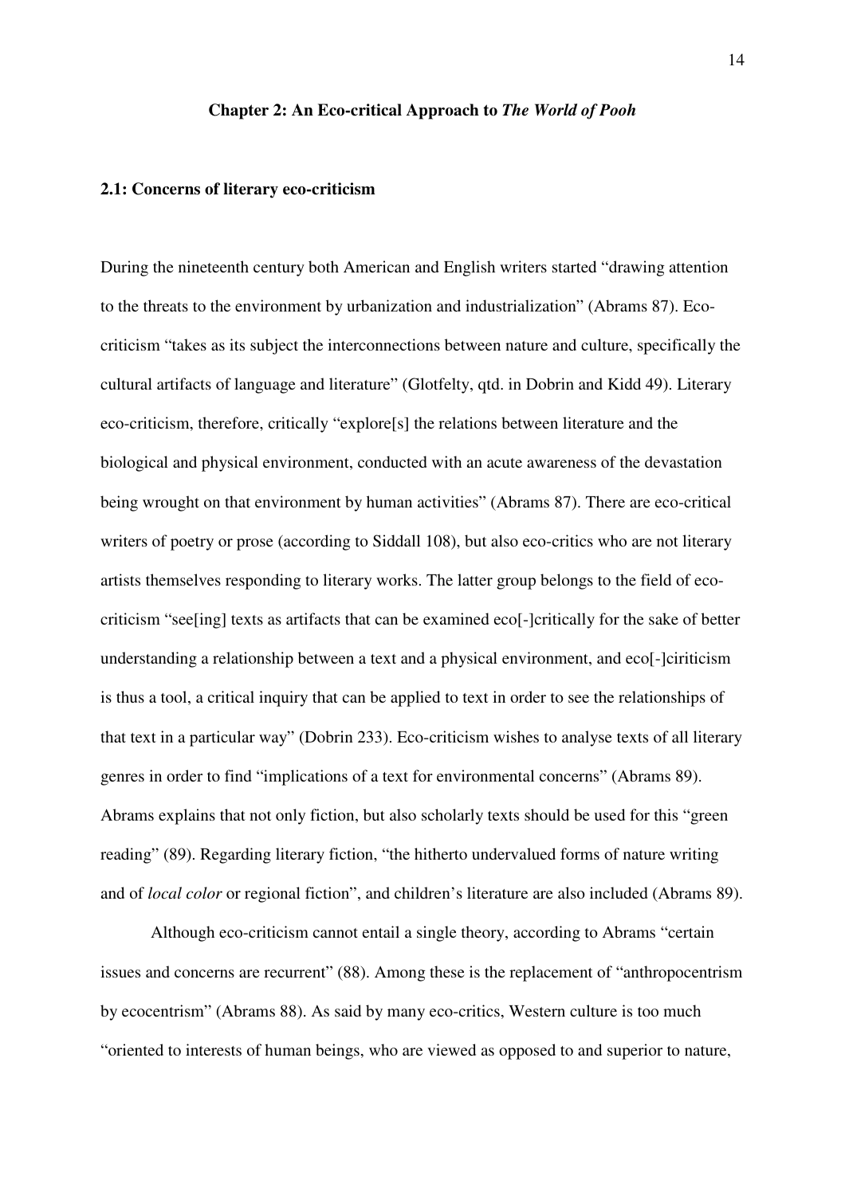## Chapter 2: An Eco-critical Approach to *The World of Pooh*

### 2.1: Concerns of literary eco-criticism

During the nineteenth century both American and English writers started "drawing attention to the threats to the environment by urbanization and industrialization" (Abrams 87). Eco-criticism "takes as its subject the interconnections between nature and culture, specifically the cultural artifacts of language and literature" (Glotfelty, qtd. in Dobrin and Kidd 49). Literary eco-criticism, therefore, critically "explore[s] the relations between literature and the biological and physical environment, conducted with an acute awareness of the devastation being wrought on that environment by human activities" (Abrams 87). There are eco-critical writers of poetry or prose (according to Siddall 108), but also eco-critics who are not literary artists themselves responding to literary works. The latter group belongs to the field of eco-criticism "see[ing] texts as artifacts that can be examined eco[-]critically for the sake of better understanding a relationship between a text and a physical environment, and eco[-]ciriticism is thus a tool, a critical inquiry that can be applied to text in order to see the relationships of that text in a particular way" (Dobrin 233). Eco-criticism wishes to analyse texts of all literary genres in order to find "implications of a text for environmental concerns" (Abrams 89). Abrams explains that not only fiction, but also scholarly texts should be used for this "green reading" (89). Regarding literary fiction, "the hitherto undervalued forms of nature writing and of *local color* or regional fiction", and children's literature are also included (Abrams 89).

Although eco-criticism cannot entail a single theory, according to Abrams "certain issues and concerns are recurrent" (88). Among these is the replacement of "anthropocentrism by ecocentrism" (Abrams 88). As said by many eco-critics, Western culture is too much "oriented to interests of human beings, who are viewed as opposed to and superior to nature,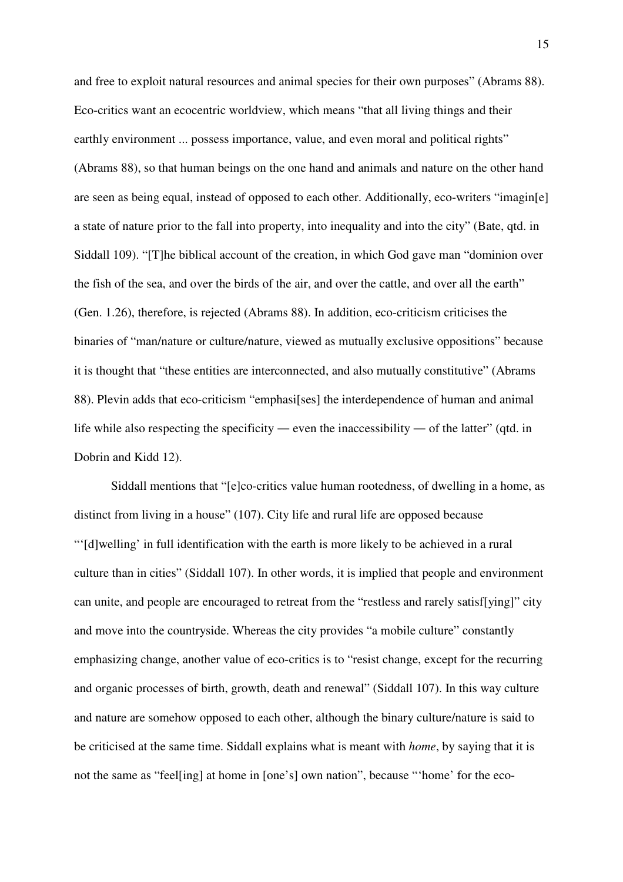and free to exploit natural resources and animal species for their own purposes" (Abrams 88). Eco-critics want an ecocentric worldview, which means "that all living things and their earthly environment ... possess importance, value, and even moral and political rights" (Abrams 88), so that human beings on the one hand and animals and nature on the other hand are seen as being equal, instead of opposed to each other. Additionally, eco-writers "imagin[e] a state of nature prior to the fall into property, into inequality and into the city" (Bate, qtd. in Siddall 109). "[T]he biblical account of the creation, in which God gave man "dominion over the fish of the sea, and over the birds of the air, and over the cattle, and over all the earth" (Gen. 1.26), therefore, is rejected (Abrams 88). In addition, eco-criticism criticises the binaries of "man/nature or culture/nature, viewed as mutually exclusive oppositions" because it is thought that "these entities are interconnected, and also mutually constitutive" (Abrams 88). Plevin adds that eco-criticism "emphasi[ses] the interdependence of human and animal life while also respecting the specificity — even the inaccessibility — of the latter" (qtd. in Dobrin and Kidd 12).

Siddall mentions that "[e]co-critics value human rootedness, of dwelling in a home, as distinct from living in a house" (107). City life and rural life are opposed because "'[d]welling' in full identification with the earth is more likely to be achieved in a rural culture than in cities" (Siddall 107). In other words, it is implied that people and environment can unite, and people are encouraged to retreat from the "restless and rarely satisf[ying]" city and move into the countryside. Whereas the city provides "a mobile culture" constantly emphasizing change, another value of eco-critics is to "resist change, except for the recurring and organic processes of birth, growth, death and renewal" (Siddall 107). In this way culture and nature are somehow opposed to each other, although the binary culture/nature is said to be criticised at the same time. Siddall explains what is meant with *home*, by saying that it is not the same as "feel[ing] at home in [one's] own nation", because "'home' for the eco-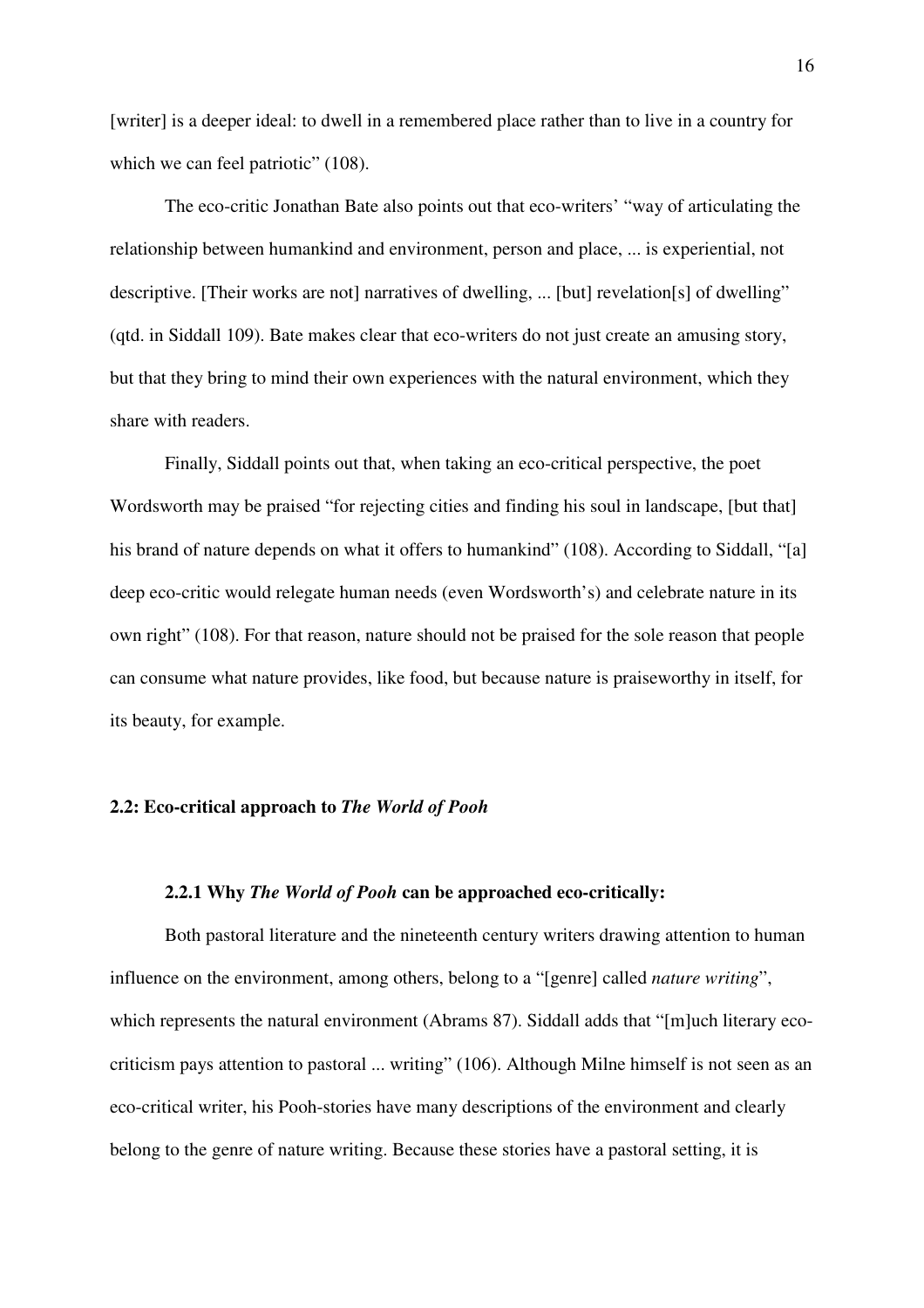[writer] is a deeper ideal: to dwell in a remembered place rather than to live in a country for which we can feel patriotic" (108).

The eco-critic Jonathan Bate also points out that eco-writers' "way of articulating the relationship between humankind and environment, person and place, ... is experiential, not descriptive. [Their works are not] narratives of dwelling, ... [but] revelation[s] of dwelling" (qtd. in Siddall 109). Bate makes clear that eco-writers do not just create an amusing story, but that they bring to mind their own experiences with the natural environment, which they share with readers.

Finally, Siddall points out that, when taking an eco-critical perspective, the poet Wordsworth may be praised "for rejecting cities and finding his soul in landscape, [but that] his brand of nature depends on what it offers to humankind" (108). According to Siddall, "[a] deep eco-critic would relegate human needs (even Wordsworth's) and celebrate nature in its own right" (108). For that reason, nature should not be praised for the sole reason that people can consume what nature provides, like food, but because nature is praiseworthy in itself, for its beauty, for example.

## 2.2: Eco-critical approach to *The World of Pooh*

### 2.2.1 Why *The World of Pooh* can be approached eco-critically:

Both pastoral literature and the nineteenth century writers drawing attention to human influence on the environment, among others, belong to a "[genre] called *nature writing*", which represents the natural environment (Abrams 87). Siddall adds that "[m]uch literary eco-criticism pays attention to pastoral ... writing" (106). Although Milne himself is not seen as an eco-critical writer, his Pooh-stories have many descriptions of the environment and clearly belong to the genre of nature writing. Because these stories have a pastoral setting, it is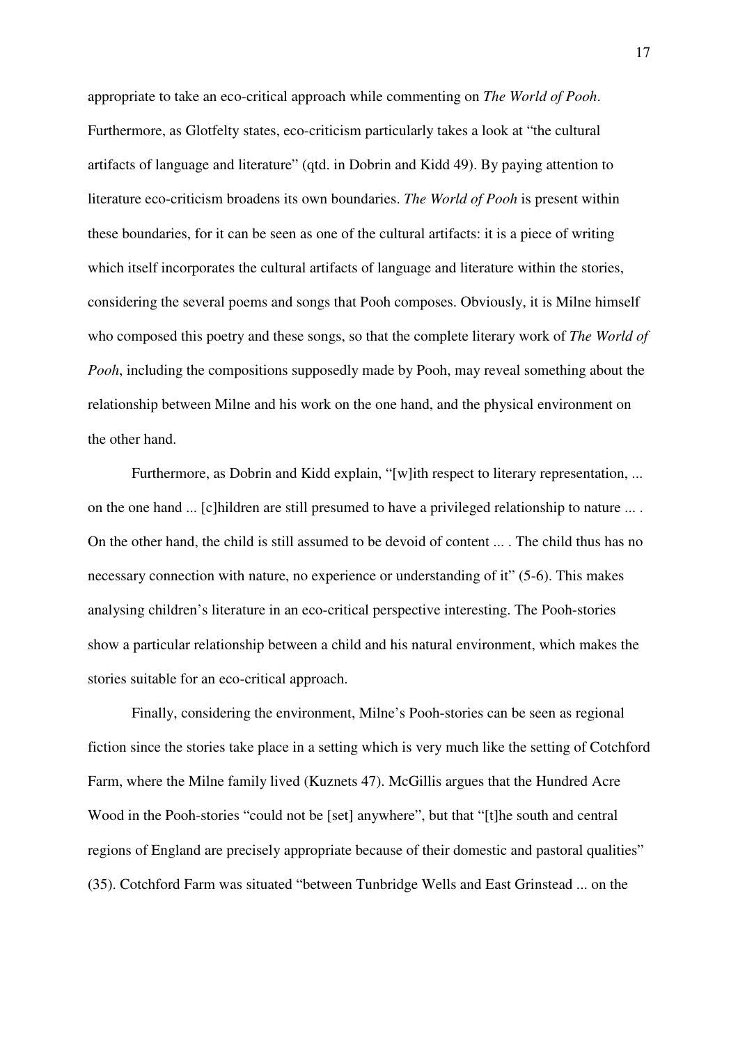appropriate to take an eco-critical approach while commenting on *The World of Pooh*. Furthermore, as Glotfelty states, eco-criticism particularly takes a look at "the cultural artifacts of language and literature" (qtd. in Dobrin and Kidd 49). By paying attention to literature eco-criticism broadens its own boundaries. *The World of Pooh* is present within these boundaries, for it can be seen as one of the cultural artifacts: it is a piece of writing which itself incorporates the cultural artifacts of language and literature within the stories, considering the several poems and songs that Pooh composes. Obviously, it is Milne himself who composed this poetry and these songs, so that the complete literary work of *The World of Pooh*, including the compositions supposedly made by Pooh, may reveal something about the relationship between Milne and his work on the one hand, and the physical environment on the other hand.

Furthermore, as Dobrin and Kidd explain, "[w]ith respect to literary representation, ... on the one hand ... [c]hildren are still presumed to have a privileged relationship to nature ... . On the other hand, the child is still assumed to be devoid of content ... . The child thus has no necessary connection with nature, no experience or understanding of it" (5-6). This makes analysing children's literature in an eco-critical perspective interesting. The Pooh-stories show a particular relationship between a child and his natural environment, which makes the stories suitable for an eco-critical approach.

Finally, considering the environment, Milne's Pooh-stories can be seen as regional fiction since the stories take place in a setting which is very much like the setting of Cotchford Farm, where the Milne family lived (Kuznets 47). McGillis argues that the Hundred Acre Wood in the Pooh-stories "could not be [set] anywhere", but that "[t]he south and central regions of England are precisely appropriate because of their domestic and pastoral qualities" (35). Cotchford Farm was situated "between Tunbridge Wells and East Grinstead ... on the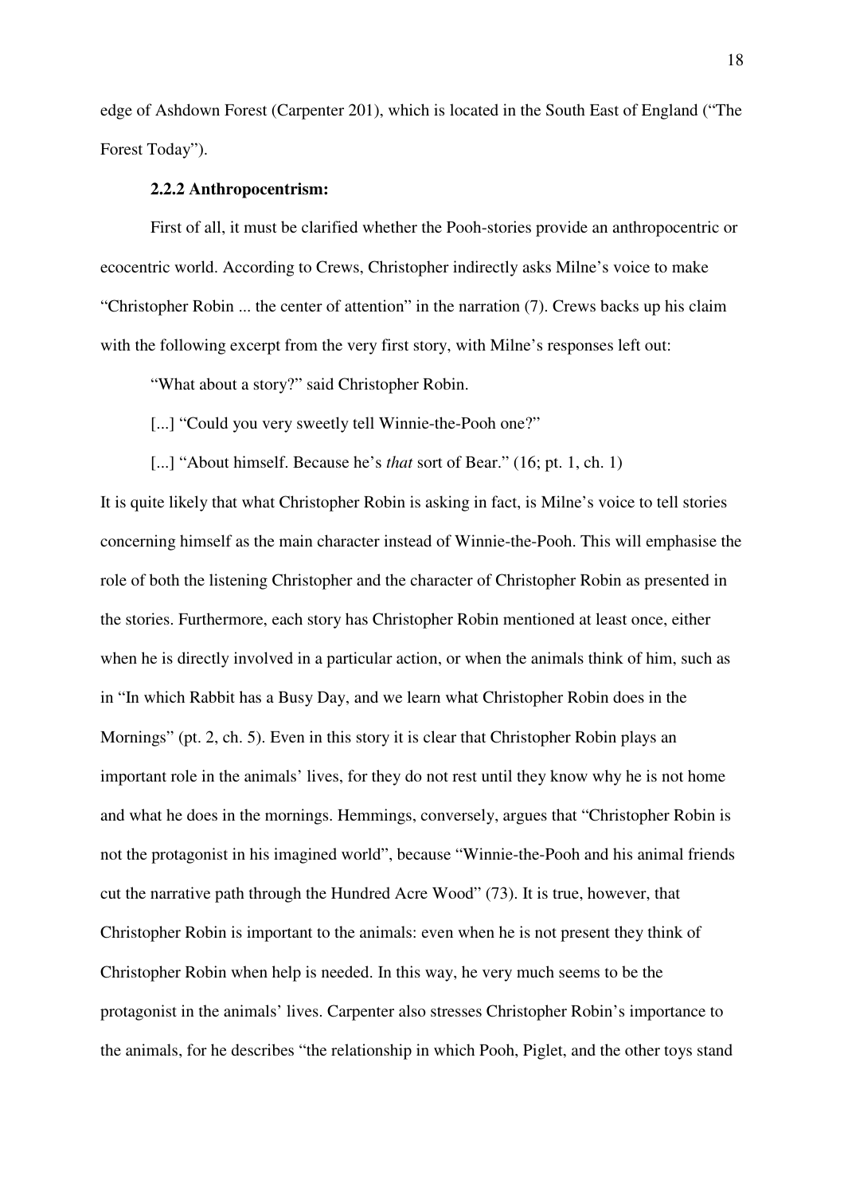edge of Ashdown Forest (Carpenter 201), which is located in the South East of England ("The Forest Today").

### 2.2.2 Anthropocentrism:

First of all, it must be clarified whether the Pooh-stories provide an anthropocentric or ecocentric world. According to Crews, Christopher indirectly asks Milne's voice to make "Christopher Robin ... the center of attention" in the narration (7). Crews backs up his claim with the following excerpt from the very first story, with Milne's responses left out:

> "What about a story?" said Christopher Robin.
>
> [...] "Could you very sweetly tell Winnie-the-Pooh one?"
>
> [...] "About himself. Because he's *that* sort of Bear." (16; pt. 1, ch. 1)

It is quite likely that what Christopher Robin is asking in fact, is Milne's voice to tell stories concerning himself as the main character instead of Winnie-the-Pooh. This will emphasise the role of both the listening Christopher and the character of Christopher Robin as presented in the stories. Furthermore, each story has Christopher Robin mentioned at least once, either when he is directly involved in a particular action, or when the animals think of him, such as in "In which Rabbit has a Busy Day, and we learn what Christopher Robin does in the Mornings" (pt. 2, ch. 5). Even in this story it is clear that Christopher Robin plays an important role in the animals' lives, for they do not rest until they know why he is not home and what he does in the mornings. Hemmings, conversely, argues that "Christopher Robin is not the protagonist in his imagined world", because "Winnie-the-Pooh and his animal friends cut the narrative path through the Hundred Acre Wood" (73). It is true, however, that Christopher Robin is important to the animals: even when he is not present they think of Christopher Robin when help is needed. In this way, he very much seems to be the protagonist in the animals' lives. Carpenter also stresses Christopher Robin's importance to the animals, for he describes "the relationship in which Pooh, Piglet, and the other toys stand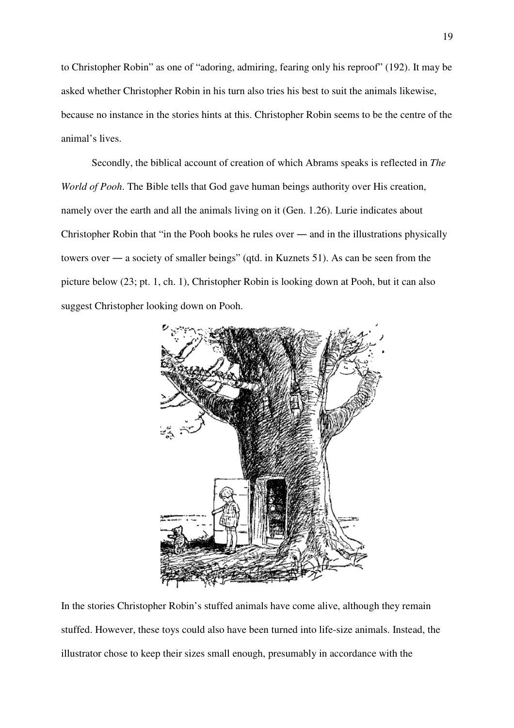to Christopher Robin" as one of "adoring, admiring, fearing only his reproof" (192). It may be asked whether Christopher Robin in his turn also tries his best to suit the animals likewise, because no instance in the stories hints at this. Christopher Robin seems to be the centre of the animal's lives.

Secondly, the biblical account of creation of which Abrams speaks is reflected in *The World of Pooh*. The Bible tells that God gave human beings authority over His creation, namely over the earth and all the animals living on it (Gen. 1.26). Lurie indicates about Christopher Robin that "in the Pooh books he rules over — and in the illustrations physically towers over — a society of smaller beings" (qtd. in Kuznets 51). As can be seen from the picture below (23; pt. 1, ch. 1), Christopher Robin is looking down at Pooh, but it can also suggest Christopher looking down on Pooh.

In the stories Christopher Robin's stuffed animals have come alive, although they remain stuffed. However, these toys could also have been turned into life-size animals. Instead, the illustrator chose to keep their sizes small enough, presumably in accordance with the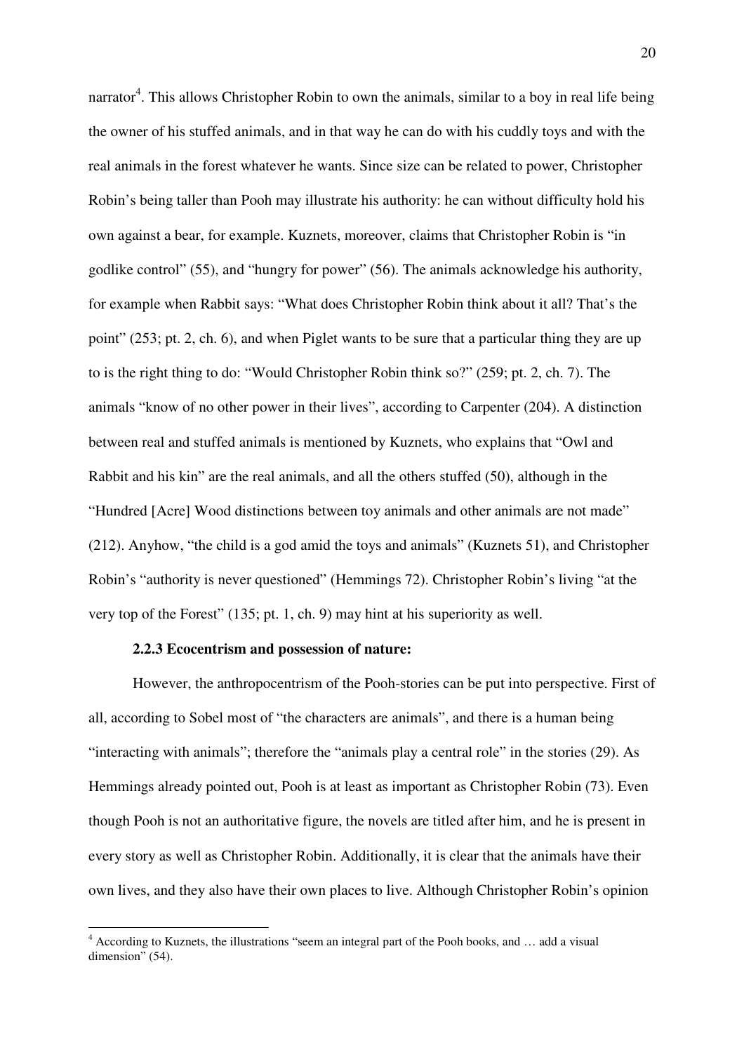narrator[4]. This allows Christopher Robin to own the animals, similar to a boy in real life being the owner of his stuffed animals, and in that way he can do with his cuddly toys and with the real animals in the forest whatever he wants. Since size can be related to power, Christopher Robin's being taller than Pooh may illustrate his authority: he can without difficulty hold his own against a bear, for example. Kuznets, moreover, claims that Christopher Robin is "in godlike control" (55), and "hungry for power" (56). The animals acknowledge his authority, for example when Rabbit says: "What does Christopher Robin think about it all? That's the point" (253; pt. 2, ch. 6), and when Piglet wants to be sure that a particular thing they are up to is the right thing to do: "Would Christopher Robin think so?" (259; pt. 2, ch. 7). The animals "know of no other power in their lives", according to Carpenter (204). A distinction between real and stuffed animals is mentioned by Kuznets, who explains that "Owl and Rabbit and his kin" are the real animals, and all the others stuffed (50), although in the "Hundred [Acre] Wood distinctions between toy animals and other animals are not made" (212). Anyhow, "the child is a god amid the toys and animals" (Kuznets 51), and Christopher Robin's "authority is never questioned" (Hemmings 72). Christopher Robin's living "at the very top of the Forest" (135; pt. 1, ch. 9) may hint at his superiority as well.

### 2.2.3 Ecocentrism and possession of nature:

However, the anthropocentrism of the Pooh-stories can be put into perspective. First of all, according to Sobel most of "the characters are animals", and there is a human being "interacting with animals"; therefore the "animals play a central role" in the stories (29). As Hemmings already pointed out, Pooh is at least as important as Christopher Robin (73). Even though Pooh is not an authoritative figure, the novels are titled after him, and he is present in every story as well as Christopher Robin. Additionally, it is clear that the animals have their own lives, and they also have their own places to live. Although Christopher Robin's opinion

---

[4] According to Kuznets, the illustrations "seem an integral part of the Pooh books, and … add a visual dimension" (54).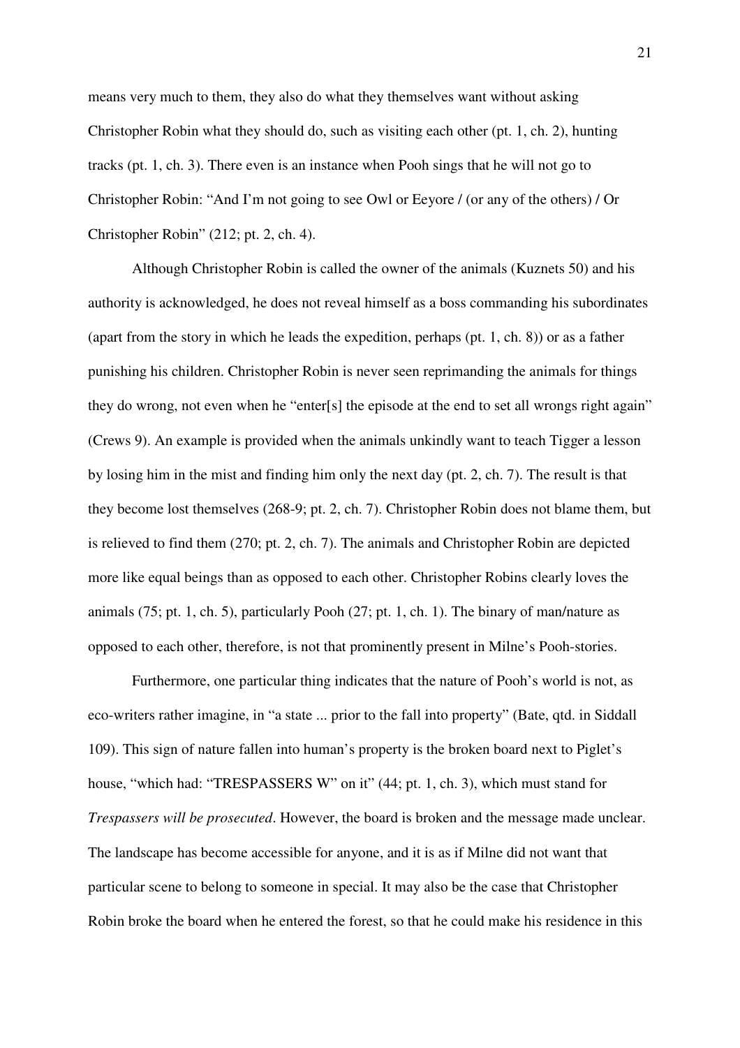means very much to them, they also do what they themselves want without asking Christopher Robin what they should do, such as visiting each other (pt. 1, ch. 2), hunting tracks (pt. 1, ch. 3). There even is an instance when Pooh sings that he will not go to Christopher Robin: "And I'm not going to see Owl or Eeyore / (or any of the others) / Or Christopher Robin" (212; pt. 2, ch. 4).

Although Christopher Robin is called the owner of the animals (Kuznets 50) and his authority is acknowledged, he does not reveal himself as a boss commanding his subordinates (apart from the story in which he leads the expedition, perhaps (pt. 1, ch. 8)) or as a father punishing his children. Christopher Robin is never seen reprimanding the animals for things they do wrong, not even when he "enter[s] the episode at the end to set all wrongs right again" (Crews 9). An example is provided when the animals unkindly want to teach Tigger a lesson by losing him in the mist and finding him only the next day (pt. 2, ch. 7). The result is that they become lost themselves (268-9; pt. 2, ch. 7). Christopher Robin does not blame them, but is relieved to find them (270; pt. 2, ch. 7). The animals and Christopher Robin are depicted more like equal beings than as opposed to each other. Christopher Robins clearly loves the animals (75; pt. 1, ch. 5), particularly Pooh (27; pt. 1, ch. 1). The binary of man/nature as opposed to each other, therefore, is not that prominently present in Milne's Pooh-stories.

Furthermore, one particular thing indicates that the nature of Pooh's world is not, as eco-writers rather imagine, in "a state ... prior to the fall into property" (Bate, qtd. in Siddall 109). This sign of nature fallen into human's property is the broken board next to Piglet's house, "which had: "TRESPASSERS W" on it" (44; pt. 1, ch. 3), which must stand for *Trespassers will be prosecuted*. However, the board is broken and the message made unclear. The landscape has become accessible for anyone, and it is as if Milne did not want that particular scene to belong to someone in special. It may also be the case that Christopher Robin broke the board when he entered the forest, so that he could make his residence in this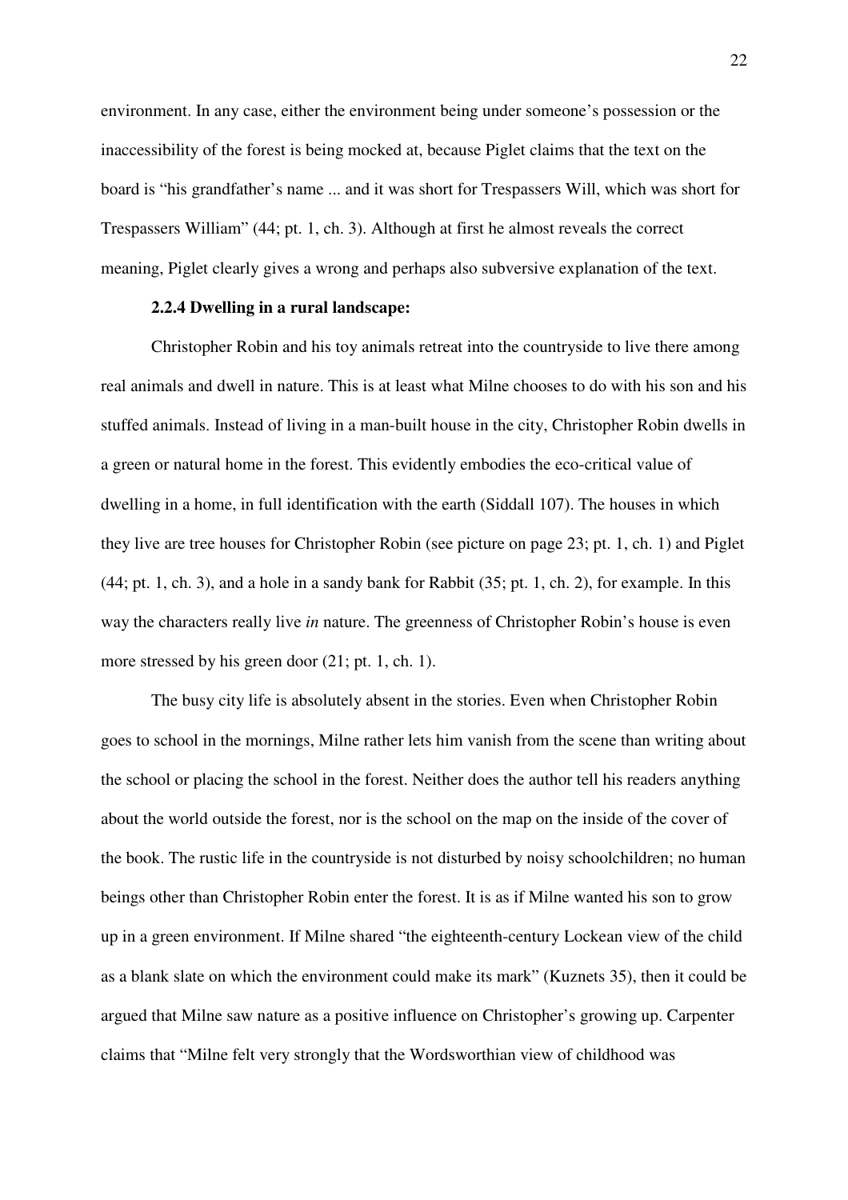environment. In any case, either the environment being under someone's possession or the inaccessibility of the forest is being mocked at, because Piglet claims that the text on the board is "his grandfather's name ... and it was short for Trespassers Will, which was short for Trespassers William" (44; pt. 1, ch. 3). Although at first he almost reveals the correct meaning, Piglet clearly gives a wrong and perhaps also subversive explanation of the text.

### 2.2.4 Dwelling in a rural landscape:

Christopher Robin and his toy animals retreat into the countryside to live there among real animals and dwell in nature. This is at least what Milne chooses to do with his son and his stuffed animals. Instead of living in a man-built house in the city, Christopher Robin dwells in a green or natural home in the forest. This evidently embodies the eco-critical value of dwelling in a home, in full identification with the earth (Siddall 107). The houses in which they live are tree houses for Christopher Robin (see picture on page 23; pt. 1, ch. 1) and Piglet (44; pt. 1, ch. 3), and a hole in a sandy bank for Rabbit (35; pt. 1, ch. 2), for example. In this way the characters really live *in* nature. The greenness of Christopher Robin's house is even more stressed by his green door (21; pt. 1, ch. 1).

The busy city life is absolutely absent in the stories. Even when Christopher Robin goes to school in the mornings, Milne rather lets him vanish from the scene than writing about the school or placing the school in the forest. Neither does the author tell his readers anything about the world outside the forest, nor is the school on the map on the inside of the cover of the book. The rustic life in the countryside is not disturbed by noisy schoolchildren; no human beings other than Christopher Robin enter the forest. It is as if Milne wanted his son to grow up in a green environment. If Milne shared "the eighteenth-century Lockean view of the child as a blank slate on which the environment could make its mark" (Kuznets 35), then it could be argued that Milne saw nature as a positive influence on Christopher's growing up. Carpenter claims that "Milne felt very strongly that the Wordsworthian view of childhood was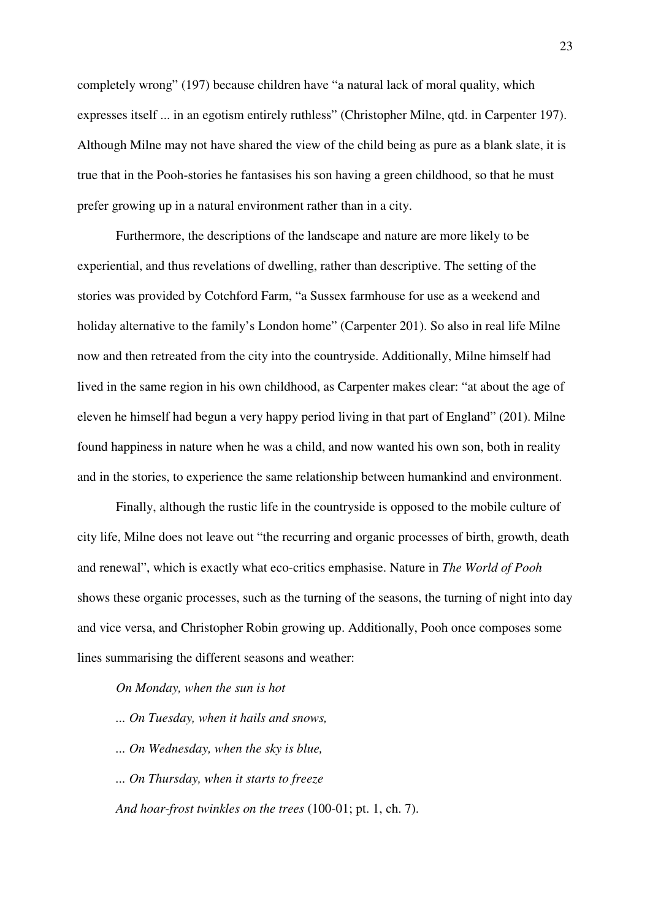completely wrong" (197) because children have "a natural lack of moral quality, which expresses itself ... in an egotism entirely ruthless" (Christopher Milne, qtd. in Carpenter 197). Although Milne may not have shared the view of the child being as pure as a blank slate, it is true that in the Pooh-stories he fantasises his son having a green childhood, so that he must prefer growing up in a natural environment rather than in a city.

Furthermore, the descriptions of the landscape and nature are more likely to be experiential, and thus revelations of dwelling, rather than descriptive. The setting of the stories was provided by Cotchford Farm, "a Sussex farmhouse for use as a weekend and holiday alternative to the family's London home" (Carpenter 201). So also in real life Milne now and then retreated from the city into the countryside. Additionally, Milne himself had lived in the same region in his own childhood, as Carpenter makes clear: "at about the age of eleven he himself had begun a very happy period living in that part of England" (201). Milne found happiness in nature when he was a child, and now wanted his own son, both in reality and in the stories, to experience the same relationship between humankind and environment.

Finally, although the rustic life in the countryside is opposed to the mobile culture of city life, Milne does not leave out "the recurring and organic processes of birth, growth, death and renewal", which is exactly what eco-critics emphasise. Nature in *The World of Pooh* shows these organic processes, such as the turning of the seasons, the turning of night into day and vice versa, and Christopher Robin growing up. Additionally, Pooh once composes some lines summarising the different seasons and weather:

*On Monday, when the sun is hot*

*... On Tuesday, when it hails and snows,*

*... On Wednesday, when the sky is blue,*

*... On Thursday, when it starts to freeze*

*And hoar-frost twinkles on the trees* (100-01; pt. 1, ch. 7).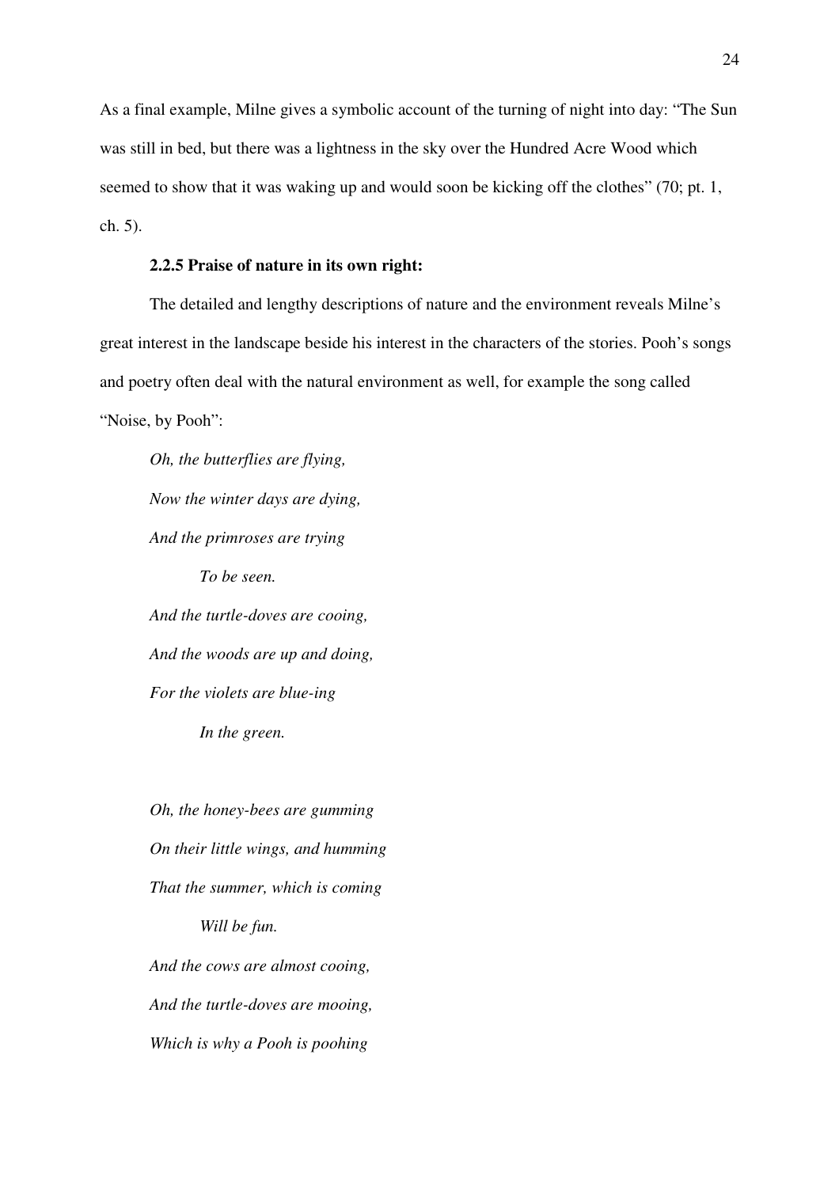As a final example, Milne gives a symbolic account of the turning of night into day: "The Sun was still in bed, but there was a lightness in the sky over the Hundred Acre Wood which seemed to show that it was waking up and would soon be kicking off the clothes" (70; pt. 1, ch. 5).

### 2.2.5 Praise of nature in its own right:

The detailed and lengthy descriptions of nature and the environment reveals Milne's great interest in the landscape beside his interest in the characters of the stories. Pooh's songs and poetry often deal with the natural environment as well, for example the song called "Noise, by Pooh":

*Oh, the butterflies are flying,*  
*Now the winter days are dying,*  
*And the primroses are trying*  
*To be seen.*  
*And the turtle-doves are cooing,*  
*And the woods are up and doing,*  
*For the violets are blue-ing*  
*In the green.*

*Oh, the honey-bees are gumming*  
*On their little wings, and humming*  
*That the summer, which is coming*  
*Will be fun.*  
*And the cows are almost cooing,*  
*And the turtle-doves are mooing,*  
*Which is why a Pooh is poohing*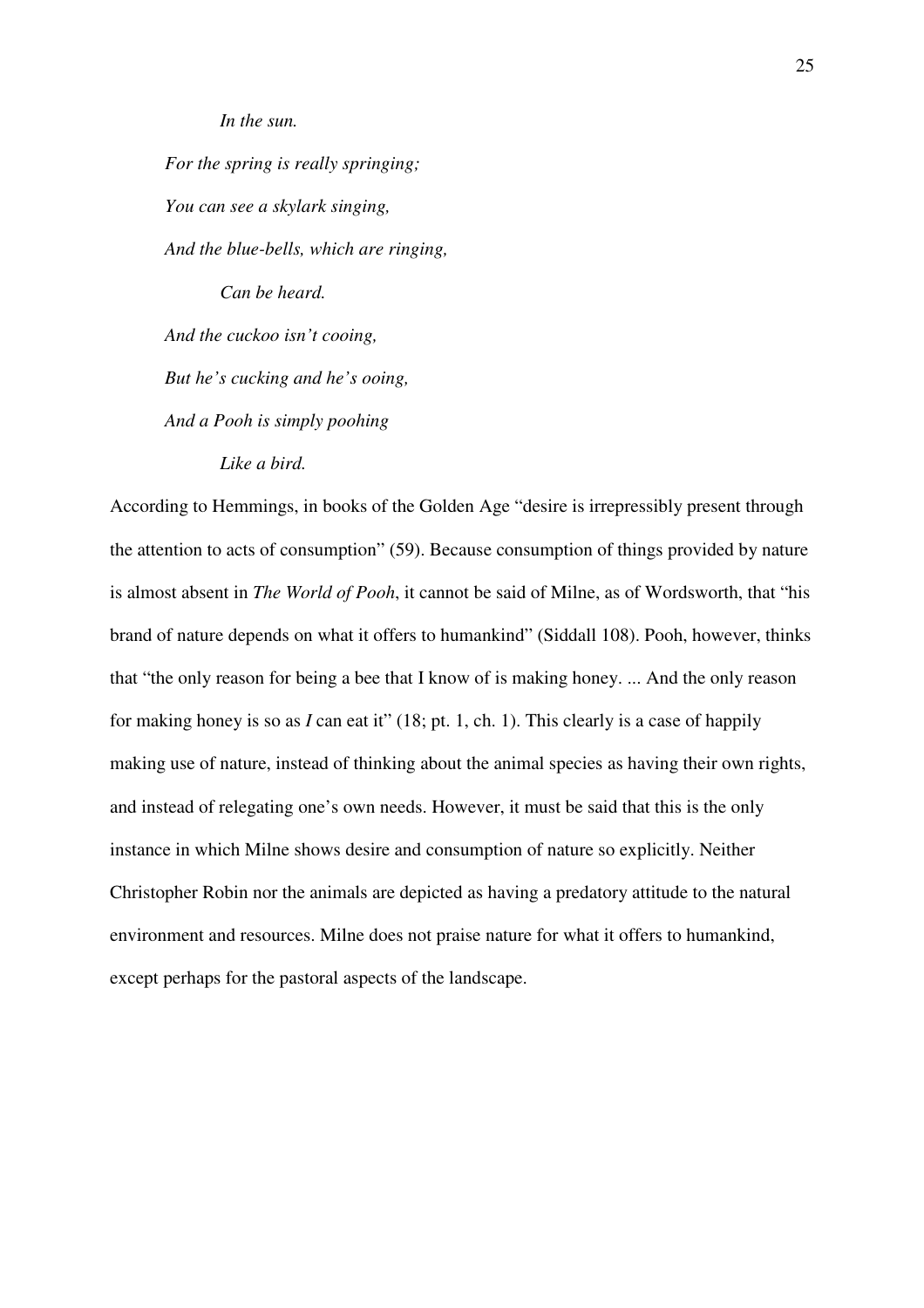*In the sun.*

*For the spring is really springing;*

*You can see a skylark singing,*

*And the blue-bells, which are ringing,*

*Can be heard.*

*And the cuckoo isn't cooing,*

*But he's cucking and he's ooing,*

*And a Pooh is simply poohing*

*Like a bird.*

According to Hemmings, in books of the Golden Age "desire is irrepressibly present through the attention to acts of consumption" (59). Because consumption of things provided by nature is almost absent in *The World of Pooh*, it cannot be said of Milne, as of Wordsworth, that "his brand of nature depends on what it offers to humankind" (Siddall 108). Pooh, however, thinks that "the only reason for being a bee that I know of is making honey. ... And the only reason for making honey is so as *I* can eat it" (18; pt. 1, ch. 1). This clearly is a case of happily making use of nature, instead of thinking about the animal species as having their own rights, and instead of relegating one's own needs. However, it must be said that this is the only instance in which Milne shows desire and consumption of nature so explicitly. Neither Christopher Robin nor the animals are depicted as having a predatory attitude to the natural environment and resources. Milne does not praise nature for what it offers to humankind, except perhaps for the pastoral aspects of the landscape.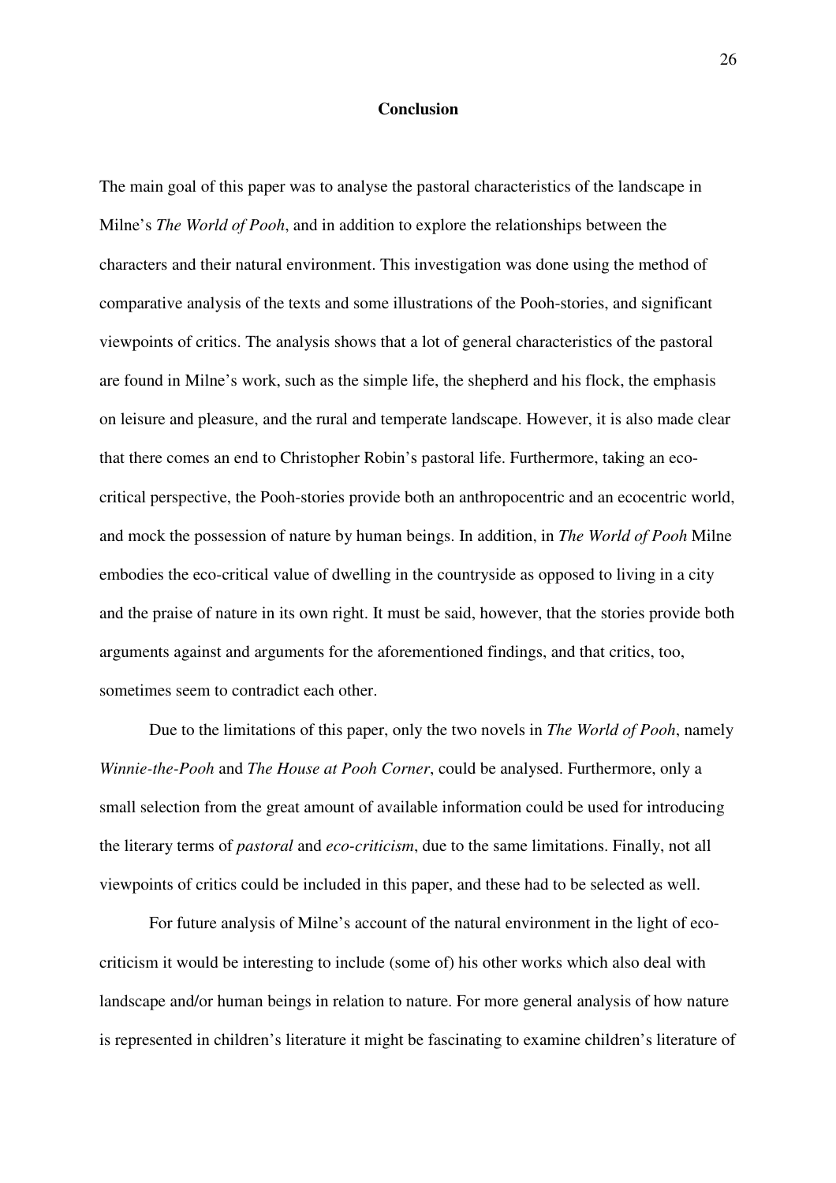## Conclusion

The main goal of this paper was to analyse the pastoral characteristics of the landscape in Milne's *The World of Pooh*, and in addition to explore the relationships between the characters and their natural environment. This investigation was done using the method of comparative analysis of the texts and some illustrations of the Pooh-stories, and significant viewpoints of critics. The analysis shows that a lot of general characteristics of the pastoral are found in Milne's work, such as the simple life, the shepherd and his flock, the emphasis on leisure and pleasure, and the rural and temperate landscape. However, it is also made clear that there comes an end to Christopher Robin's pastoral life. Furthermore, taking an eco-critical perspective, the Pooh-stories provide both an anthropocentric and an ecocentric world, and mock the possession of nature by human beings. In addition, in *The World of Pooh* Milne embodies the eco-critical value of dwelling in the countryside as opposed to living in a city and the praise of nature in its own right. It must be said, however, that the stories provide both arguments against and arguments for the aforementioned findings, and that critics, too, sometimes seem to contradict each other.

Due to the limitations of this paper, only the two novels in *The World of Pooh*, namely *Winnie-the-Pooh* and *The House at Pooh Corner*, could be analysed. Furthermore, only a small selection from the great amount of available information could be used for introducing the literary terms of *pastoral* and *eco-criticism*, due to the same limitations. Finally, not all viewpoints of critics could be included in this paper, and these had to be selected as well.

For future analysis of Milne's account of the natural environment in the light of eco-criticism it would be interesting to include (some of) his other works which also deal with landscape and/or human beings in relation to nature. For more general analysis of how nature is represented in children's literature it might be fascinating to examine children's literature of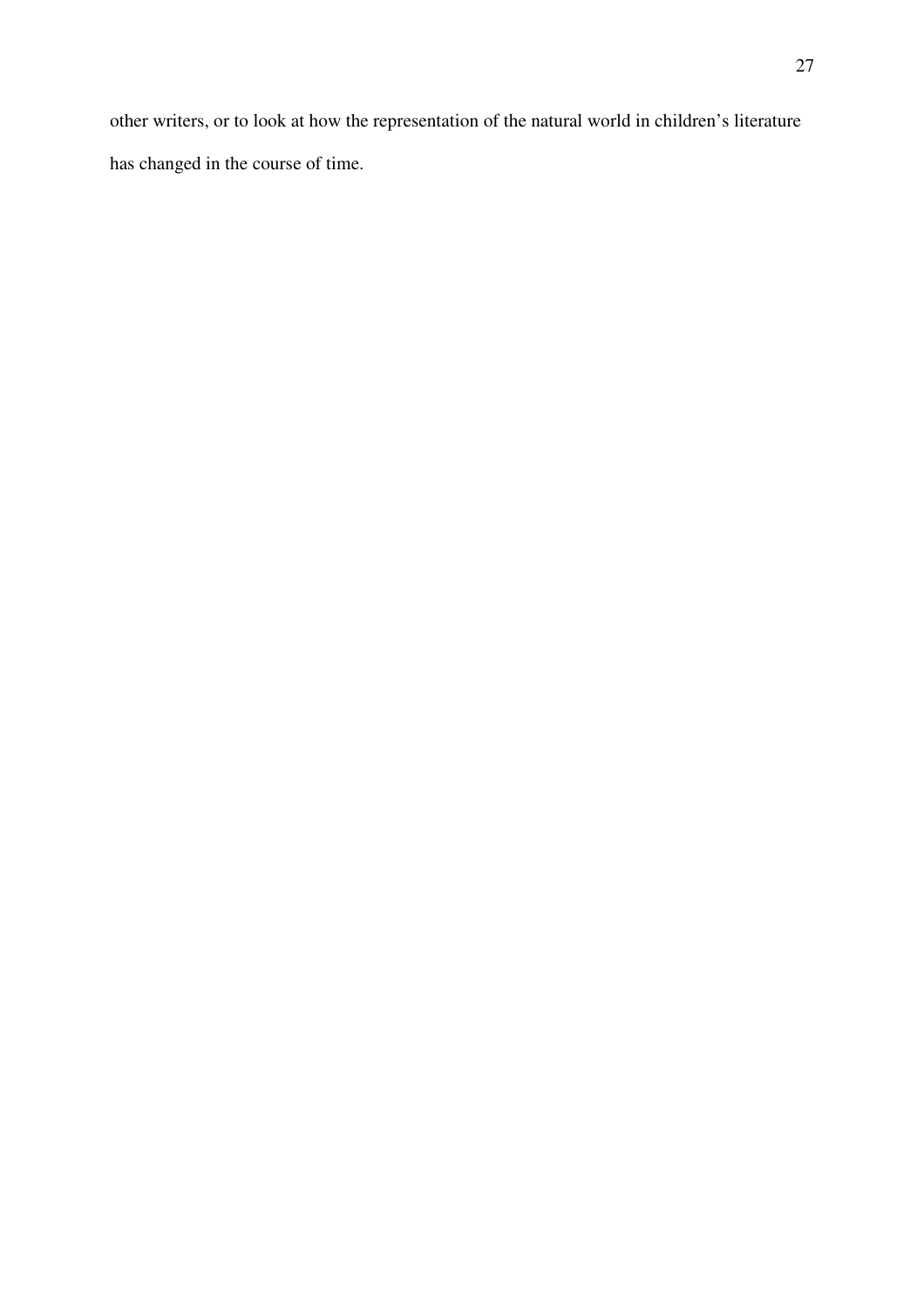other writers, or to look at how the representation of the natural world in children's literature has changed in the course of time.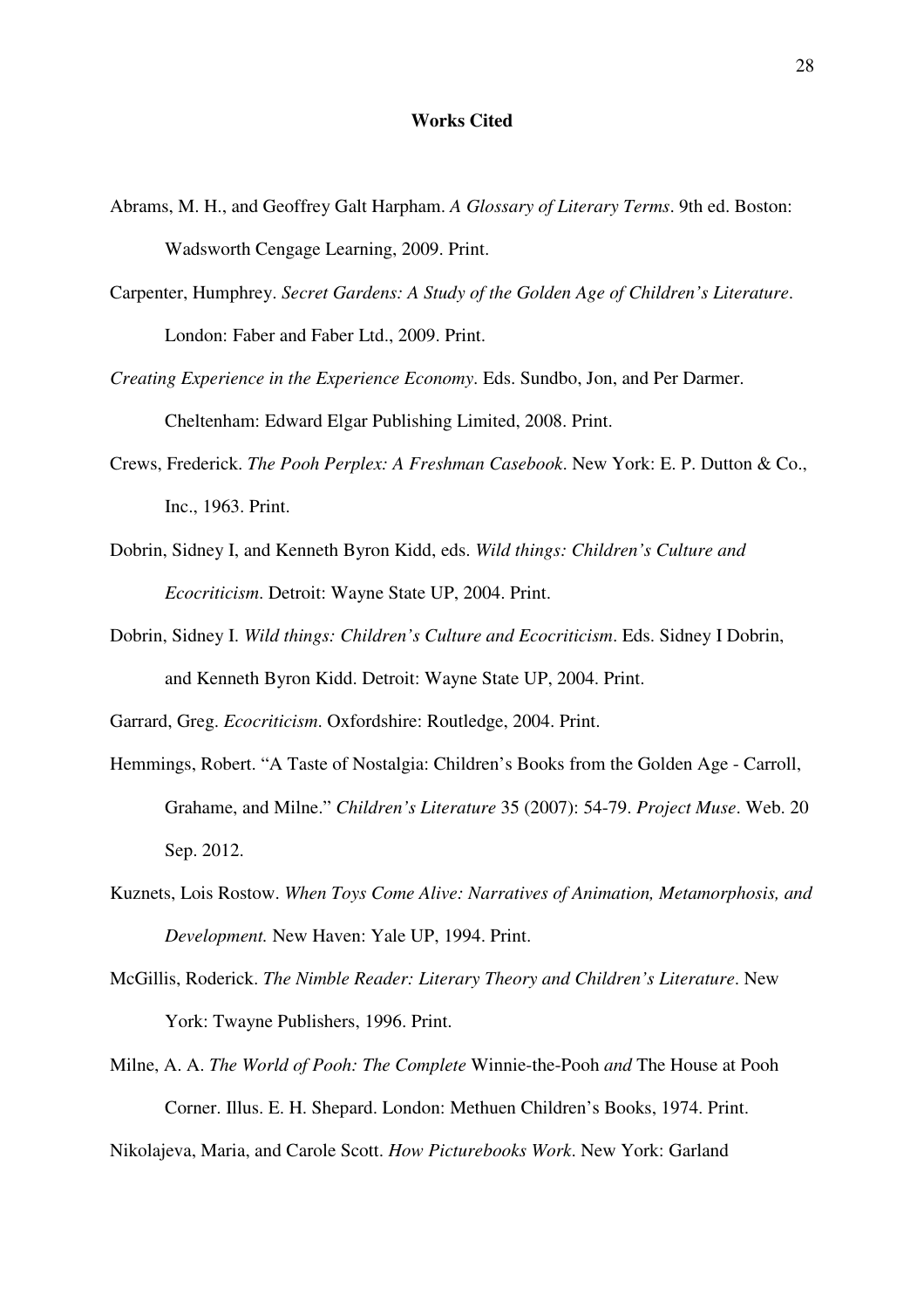**Works Cited**

Abrams, M. H., and Geoffrey Galt Harpham. *A Glossary of Literary Terms*. 9th ed. Boston: Wadsworth Cengage Learning, 2009. Print.

Carpenter, Humphrey. *Secret Gardens: A Study of the Golden Age of Children's Literature*. London: Faber and Faber Ltd., 2009. Print.

*Creating Experience in the Experience Economy*. Eds. Sundbo, Jon, and Per Darmer. Cheltenham: Edward Elgar Publishing Limited, 2008. Print.

Crews, Frederick. *The Pooh Perplex: A Freshman Casebook*. New York: E. P. Dutton & Co., Inc., 1963. Print.

Dobrin, Sidney I, and Kenneth Byron Kidd, eds. *Wild things: Children's Culture and Ecocriticism*. Detroit: Wayne State UP, 2004. Print.

Dobrin, Sidney I. *Wild things: Children's Culture and Ecocriticism*. Eds. Sidney I Dobrin, and Kenneth Byron Kidd. Detroit: Wayne State UP, 2004. Print.

Garrard, Greg. *Ecocriticism*. Oxfordshire: Routledge, 2004. Print.

Hemmings, Robert. "A Taste of Nostalgia: Children's Books from the Golden Age - Carroll, Grahame, and Milne." *Children's Literature* 35 (2007): 54-79. *Project Muse*. Web. 20 Sep. 2012.

Kuznets, Lois Rostow. *When Toys Come Alive: Narratives of Animation, Metamorphosis, and Development.* New Haven: Yale UP, 1994. Print.

McGillis, Roderick. *The Nimble Reader: Literary Theory and Children's Literature*. New York: Twayne Publishers, 1996. Print.

Milne, A. A. *The World of Pooh: The Complete* Winnie-the-Pooh *and* The House at Pooh Corner. Illus. E. H. Shepard. London: Methuen Children's Books, 1974. Print.

Nikolajeva, Maria, and Carole Scott. *How Picturebooks Work*. New York: Garland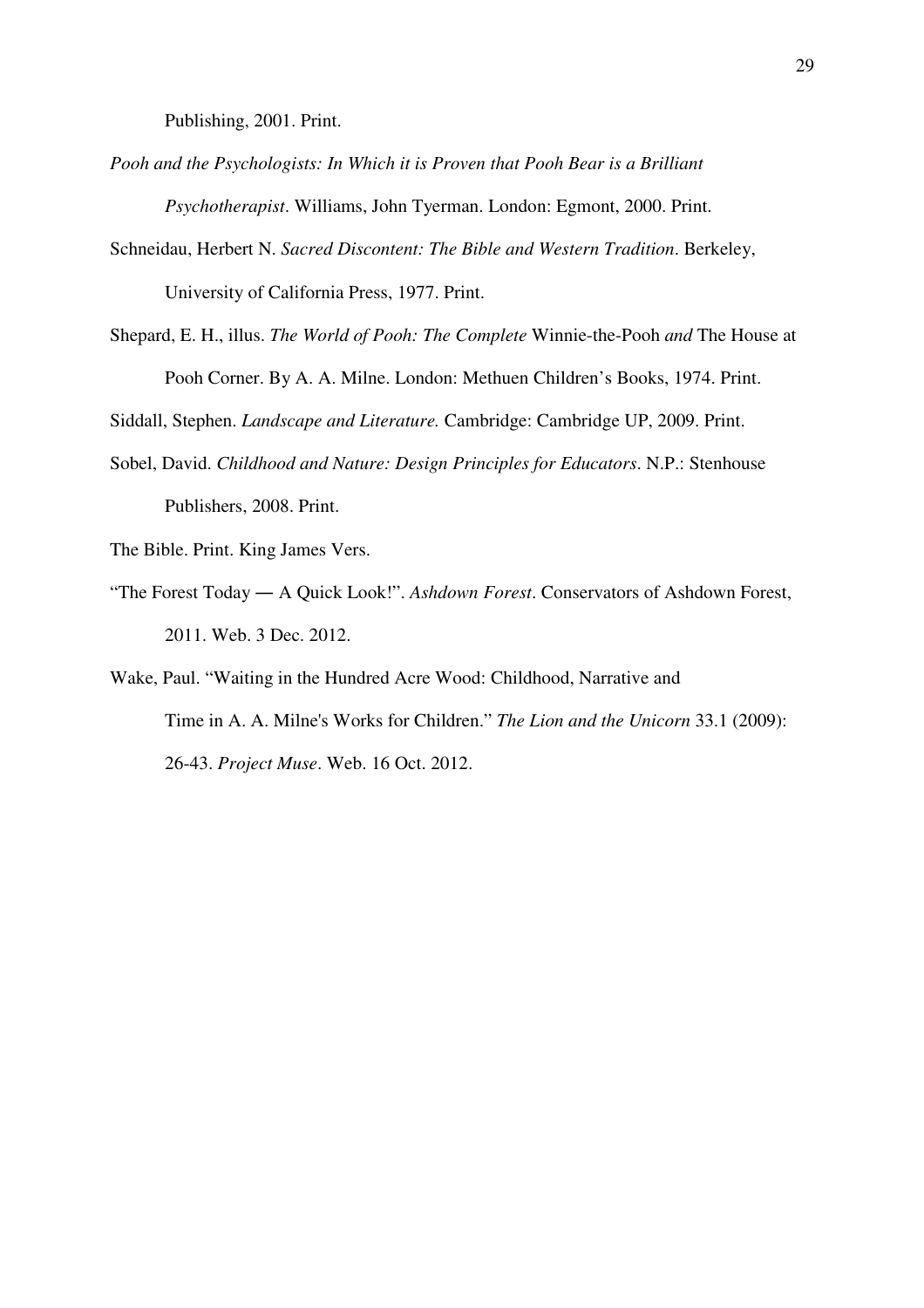Publishing, 2001. Print.

*Pooh and the Psychologists: In Which it is Proven that Pooh Bear is a Brilliant Psychotherapist*. Williams, John Tyerman. London: Egmont, 2000. Print.

Schneidau, Herbert N. *Sacred Discontent: The Bible and Western Tradition*. Berkeley, University of California Press, 1977. Print.

Shepard, E. H., illus. *The World of Pooh: The Complete* Winnie-the-Pooh *and* The House at Pooh Corner. By A. A. Milne. London: Methuen Children's Books, 1974. Print.

Siddall, Stephen. *Landscape and Literature.* Cambridge: Cambridge UP, 2009. Print.

Sobel, David. *Childhood and Nature: Design Principles for Educators*. N.P.: Stenhouse Publishers, 2008. Print.

The Bible. Print. King James Vers.

"The Forest Today ― A Quick Look!". *Ashdown Forest*. Conservators of Ashdown Forest, 2011. Web. 3 Dec. 2012.

Wake, Paul. "Waiting in the Hundred Acre Wood: Childhood, Narrative and Time in A. A. Milne's Works for Children." *The Lion and the Unicorn* 33.1 (2009): 26-43. *Project Muse*. Web. 16 Oct. 2012.